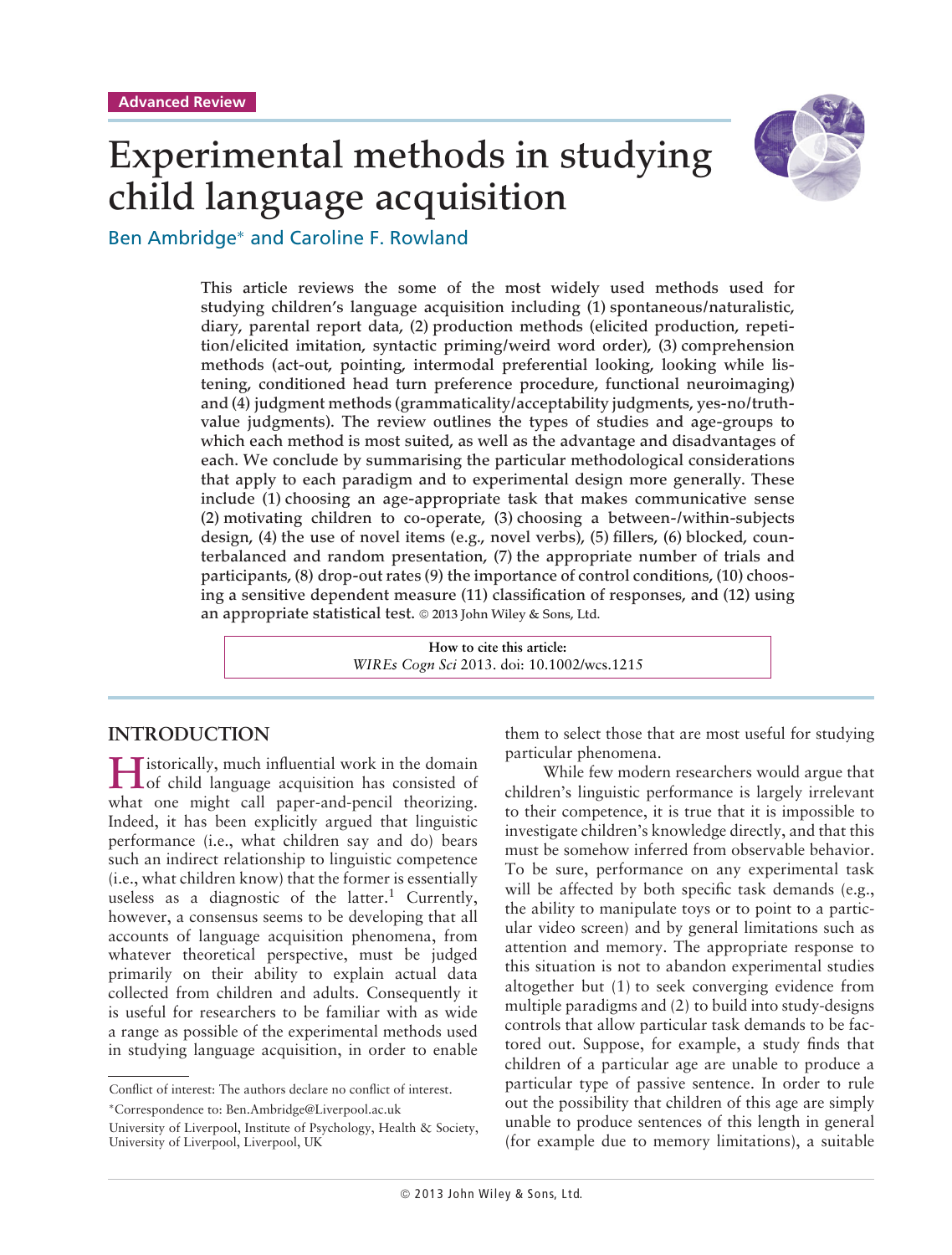Advanced Review

# Experimental methods in studying child language acquisition

Ben Ambridge* and Caroline F. Rowland

**This article reviews the some of the most widely used methods used for studying children's language acquisition including (1) spontaneous/naturalistic, diary, parental report data, (2) production methods (elicited production, repetition/elicited imitation, syntactic priming/weird word order), (3) comprehension methods (act-out, pointing, intermodal preferential looking, looking while listening, conditioned head turn preference procedure, functional neuroimaging) and (4) judgment methods (grammaticality/acceptability judgments, yes-no/truth-value judgments). The review outlines the types of studies and age-groups to which each method is most suited, as well as the advantage and disadvantages of each. We conclude by summarising the particular methodological considerations that apply to each paradigm and to experimental design more generally. These include (1) choosing an age-appropriate task that makes communicative sense (2) motivating children to co-operate, (3) choosing a between-/within-subjects design, (4) the use of novel items (e.g., novel verbs), (5) fillers, (6) blocked, counterbalanced and random presentation, (7) the appropriate number of trials and participants, (8) drop-out rates (9) the importance of control conditions, (10) choosing a sensitive dependent measure (11) classification of responses, and (12) using an appropriate statistical test.** © 2013 John Wiley & Sons, Ltd.

**How to cite this article:**
*WIREs Cogn Sci* 2013. doi: 10.1002/wcs.1215

## INTRODUCTION

Historically, much influential work in the domain of child language acquisition has consisted of what one might call paper-and-pencil theorizing. Indeed, it has been explicitly argued that linguistic performance (i.e., what children say and do) bears such an indirect relationship to linguistic competence (i.e., what children know) that the former is essentially useless as a diagnostic of the latter.[1] Currently, however, a consensus seems to be developing that all accounts of language acquisition phenomena, from whatever theoretical perspective, must be judged primarily on their ability to explain actual data collected from children and adults. Consequently it is useful for researchers to be familiar with as wide a range as possible of the experimental methods used in studying language acquisition, in order to enable them to select those that are most useful for studying particular phenomena.

While few modern researchers would argue that children's linguistic performance is largely irrelevant to their competence, it is true that it is impossible to investigate children's knowledge directly, and that this must be somehow inferred from observable behavior. To be sure, performance on any experimental task will be affected by both specific task demands (e.g., the ability to manipulate toys or to point to a particular video screen) and by general limitations such as attention and memory. The appropriate response to this situation is not to abandon experimental studies altogether but (1) to seek converging evidence from multiple paradigms and (2) to build into study-designs controls that allow particular task demands to be factored out. Suppose, for example, a study finds that children of a particular age are unable to produce a particular type of passive sentence. In order to rule out the possibility that children of this age are simply unable to produce sentences of this length in general (for example due to memory limitations), a suitable

Conflict of interest: The authors declare no conflict of interest.

*Correspondence to: Ben.Ambridge@Liverpool.ac.uk

University of Liverpool, Institute of Psychology, Health & Society, University of Liverpool, Liverpool, UK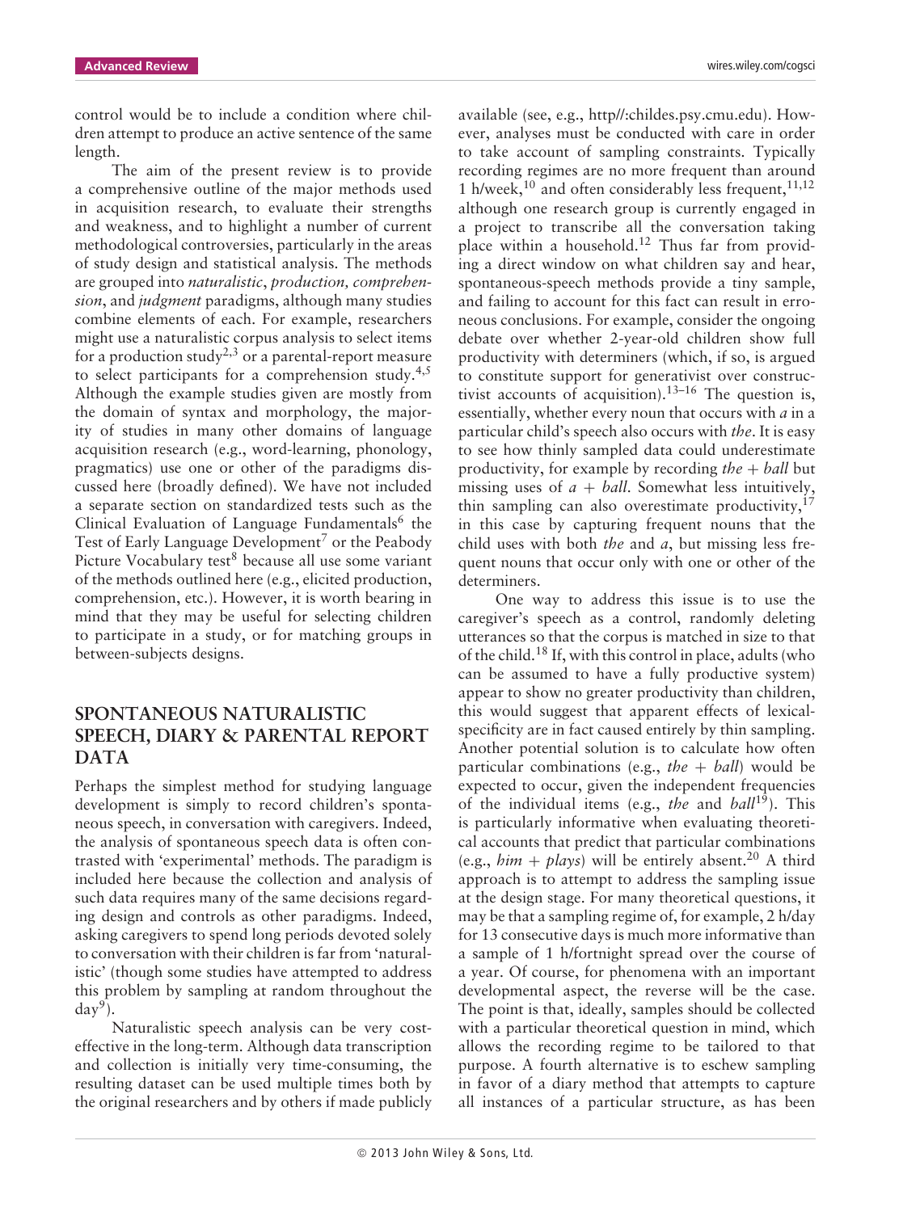control would be to include a condition where children attempt to produce an active sentence of the same length.

The aim of the present review is to provide a comprehensive outline of the major methods used in acquisition research, to evaluate their strengths and weakness, and to highlight a number of current methodological controversies, particularly in the areas of study design and statistical analysis. The methods are grouped into *naturalistic*, *production, comprehension*, and *judgment* paradigms, although many studies combine elements of each. For example, researchers might use a naturalistic corpus analysis to select items for a production study[2,3] or a parental-report measure to select participants for a comprehension study.[4,5] Although the example studies given are mostly from the domain of syntax and morphology, the majority of studies in many other domains of language acquisition research (e.g., word-learning, phonology, pragmatics) use one or other of the paradigms discussed here (broadly defined). We have not included a separate section on standardized tests such as the Clinical Evaluation of Language Fundamentals[6] the Test of Early Language Development[7] or the Peabody Picture Vocabulary test[8] because all use some variant of the methods outlined here (e.g., elicited production, comprehension, etc.). However, it is worth bearing in mind that they may be useful for selecting children to participate in a study, or for matching groups in between-subjects designs.

## SPONTANEOUS NATURALISTIC SPEECH, DIARY & PARENTAL REPORT DATA

Perhaps the simplest method for studying language development is simply to record children's spontaneous speech, in conversation with caregivers. Indeed, the analysis of spontaneous speech data is often contrasted with 'experimental' methods. The paradigm is included here because the collection and analysis of such data requires many of the same decisions regarding design and controls as other paradigms. Indeed, asking caregivers to spend long periods devoted solely to conversation with their children is far from 'naturalistic' (though some studies have attempted to address this problem by sampling at random throughout the day[9]).

Naturalistic speech analysis can be very cost-effective in the long-term. Although data transcription and collection is initially very time-consuming, the resulting dataset can be used multiple times both by the original researchers and by others if made publicly available (see, e.g., http//:childes.psy.cmu.edu). However, analyses must be conducted with care in order to take account of sampling constraints. Typically recording regimes are no more frequent than around 1 h/week,[10] and often considerably less frequent,[11,12] although one research group is currently engaged in a project to transcribe all the conversation taking place within a household.[12] Thus far from providing a direct window on what children say and hear, spontaneous-speech methods provide a tiny sample, and failing to account for this fact can result in erroneous conclusions. For example, consider the ongoing debate over whether 2-year-old children show full productivity with determiners (which, if so, is argued to constitute support for generativist over constructivist accounts of acquisition).[13–16] The question is, essentially, whether every noun that occurs with *a* in a particular child's speech also occurs with *the*. It is easy to see how thinly sampled data could underestimate productivity, for example by recording *the* + *ball* but missing uses of *a* + *ball*. Somewhat less intuitively, thin sampling can also overestimate productivity,[17] in this case by capturing frequent nouns that the child uses with both *the* and *a*, but missing less frequent nouns that occur only with one or other of the determiners.

One way to address this issue is to use the caregiver's speech as a control, randomly deleting utterances so that the corpus is matched in size to that of the child.[18] If, with this control in place, adults (who can be assumed to have a fully productive system) appear to show no greater productivity than children, this would suggest that apparent effects of lexical-specificity are in fact caused entirely by thin sampling. Another potential solution is to calculate how often particular combinations (e.g., *the* + *ball*) would be expected to occur, given the independent frequencies of the individual items (e.g., *the* and *ball*[19]). This is particularly informative when evaluating theoretical accounts that predict that particular combinations (e.g., *him* + *plays*) will be entirely absent.[20] A third approach is to attempt to address the sampling issue at the design stage. For many theoretical questions, it may be that a sampling regime of, for example, 2 h/day for 13 consecutive days is much more informative than a sample of 1 h/fortnight spread over the course of a year. Of course, for phenomena with an important developmental aspect, the reverse will be the case. The point is that, ideally, samples should be collected with a particular theoretical question in mind, which allows the recording regime to be tailored to that purpose. A fourth alternative is to eschew sampling in favor of a diary method that attempts to capture all instances of a particular structure, as has been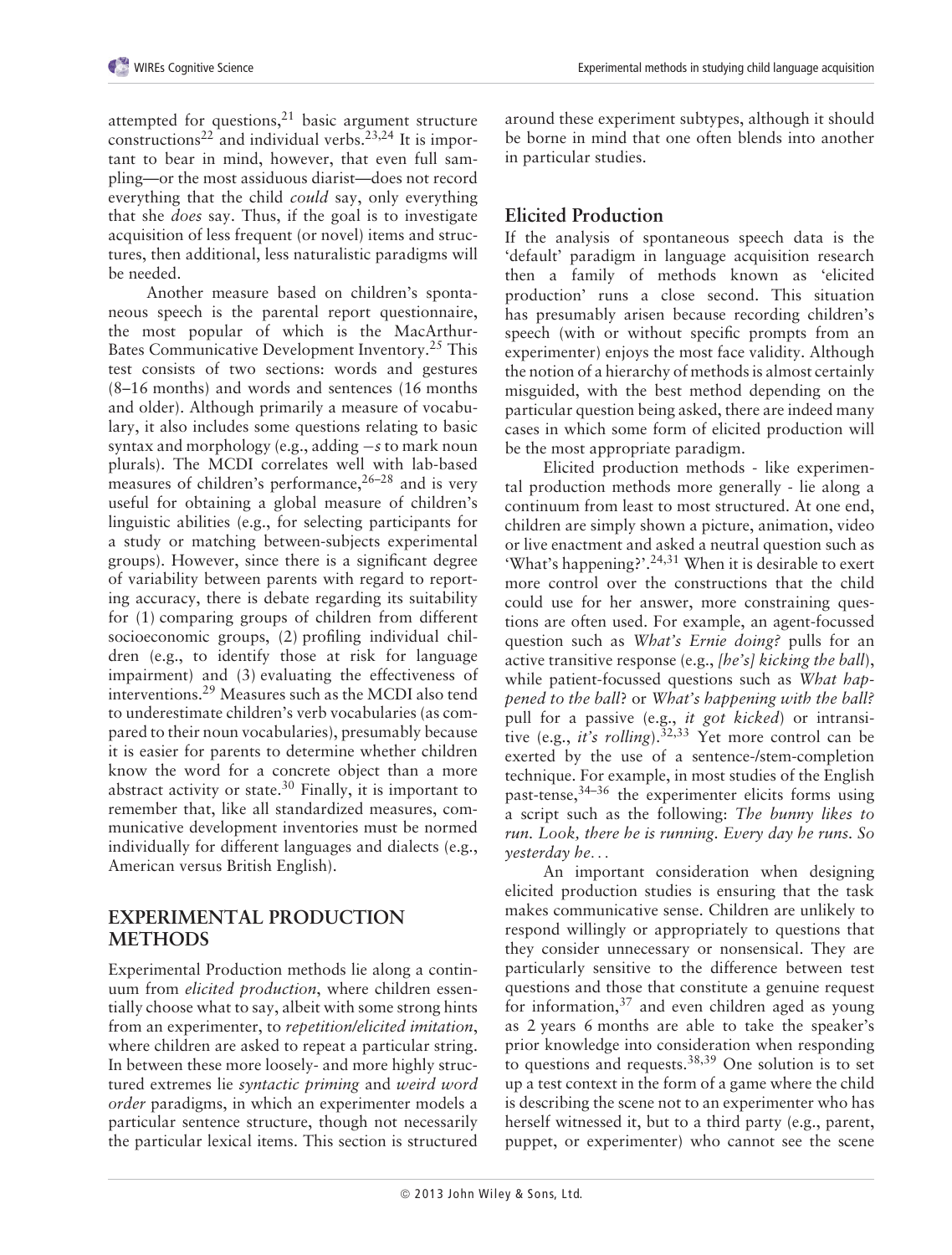attempted for questions,[21] basic argument structure constructions[22] and individual verbs.[23,24] It is important to bear in mind, however, that even full sampling—or the most assiduous diarist—does not record everything that the child *could* say, only everything that she *does* say. Thus, if the goal is to investigate acquisition of less frequent (or novel) items and structures, then additional, less naturalistic paradigms will be needed.

Another measure based on children's spontaneous speech is the parental report questionnaire, the most popular of which is the MacArthur-Bates Communicative Development Inventory.[25] This test consists of two sections: words and gestures (8–16 months) and words and sentences (16 months and older). Although primarily a measure of vocabulary, it also includes some questions relating to basic syntax and morphology (e.g., adding −*s* to mark noun plurals). The MCDI correlates well with lab-based measures of children's performance,[26–28] and is very useful for obtaining a global measure of children's linguistic abilities (e.g., for selecting participants for a study or matching between-subjects experimental groups). However, since there is a significant degree of variability between parents with regard to reporting accuracy, there is debate regarding its suitability for (1) comparing groups of children from different socioeconomic groups, (2) profiling individual children (e.g., to identify those at risk for language impairment) and (3) evaluating the effectiveness of interventions.[29] Measures such as the MCDI also tend to underestimate children's verb vocabularies (as compared to their noun vocabularies), presumably because it is easier for parents to determine whether children know the word for a concrete object than a more abstract activity or state.[30] Finally, it is important to remember that, like all standardized measures, communicative development inventories must be normed individually for different languages and dialects (e.g., American versus British English).

## EXPERIMENTAL PRODUCTION METHODS

Experimental Production methods lie along a continuum from *elicited production*, where children essentially choose what to say, albeit with some strong hints from an experimenter, to *repetition/elicited imitation*, where children are asked to repeat a particular string. In between these more loosely- and more highly structured extremes lie *syntactic priming* and *weird word order* paradigms, in which an experimenter models a particular sentence structure, though not necessarily the particular lexical items. This section is structured around these experiment subtypes, although it should be borne in mind that one often blends into another in particular studies.

### Elicited Production

If the analysis of spontaneous speech data is the 'default' paradigm in language acquisition research then a family of methods known as 'elicited production' runs a close second. This situation has presumably arisen because recording children's speech (with or without specific prompts from an experimenter) enjoys the most face validity. Although the notion of a hierarchy of methods is almost certainly misguided, with the best method depending on the particular question being asked, there are indeed many cases in which some form of elicited production will be the most appropriate paradigm.

Elicited production methods - like experimental production methods more generally - lie along a continuum from least to most structured. At one end, children are simply shown a picture, animation, video or live enactment and asked a neutral question such as 'What's happening?'.[24,31] When it is desirable to exert more control over the constructions that the child could use for her answer, more constraining questions are often used. For example, an agent-focussed question such as *What's Ernie doing?* pulls for an active transitive response (e.g., *[he's] kicking the ball*), while patient-focussed questions such as *What happened to the ball*? or *What's happening with the ball?* pull for a passive (e.g., *it got kicked*) or intransitive (e.g., *it's rolling*).[32,33] Yet more control can be exerted by the use of a sentence-/stem-completion technique. For example, in most studies of the English past-tense,[34–36] the experimenter elicits forms using a script such as the following: *The bunny likes to run. Look, there he is running. Every day he runs. So yesterday he…*

An important consideration when designing elicited production studies is ensuring that the task makes communicative sense. Children are unlikely to respond willingly or appropriately to questions that they consider unnecessary or nonsensical. They are particularly sensitive to the difference between test questions and those that constitute a genuine request for information,[37] and even children aged as young as 2 years 6 months are able to take the speaker's prior knowledge into consideration when responding to questions and requests.[38,39] One solution is to set up a test context in the form of a game where the child is describing the scene not to an experimenter who has herself witnessed it, but to a third party (e.g., parent, puppet, or experimenter) who cannot see the scene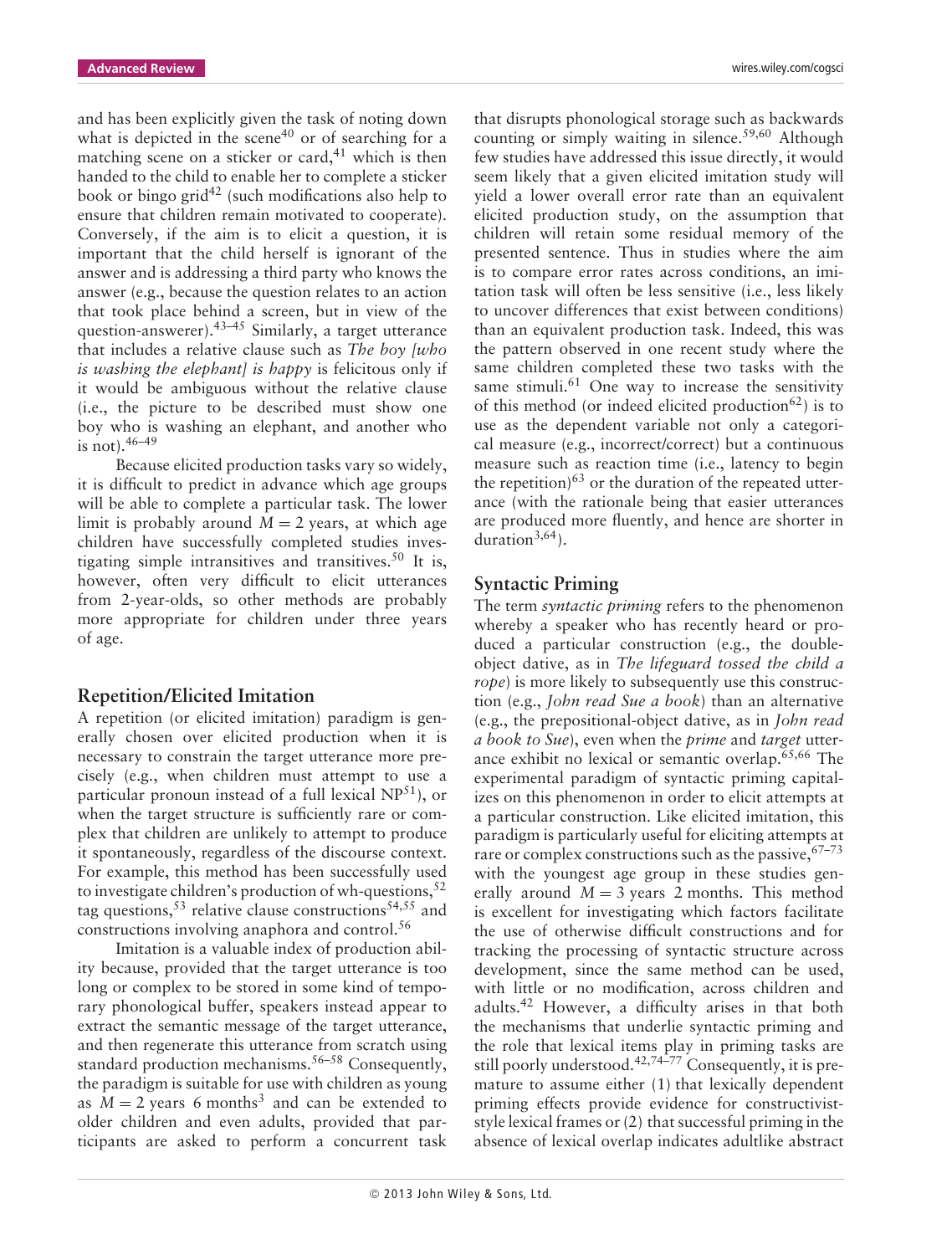and has been explicitly given the task of noting down what is depicted in the scene[40] or of searching for a matching scene on a sticker or card,[41] which is then handed to the child to enable her to complete a sticker book or bingo grid[42] (such modifications also help to ensure that children remain motivated to cooperate). Conversely, if the aim is to elicit a question, it is important that the child herself is ignorant of the answer and is addressing a third party who knows the answer (e.g., because the question relates to an action that took place behind a screen, but in view of the question-answerer).[43–45] Similarly, a target utterance that includes a relative clause such as *The boy [who is washing the elephant] is happy* is felicitous only if it would be ambiguous without the relative clause (i.e., the picture to be described must show one boy who is washing an elephant, and another who is not).[46–49]

Because elicited production tasks vary so widely, it is difficult to predict in advance which age groups will be able to complete a particular task. The lower limit is probably around $M = 2$ years, at which age children have successfully completed studies investigating simple intransitives and transitives.[50] It is, however, often very difficult to elicit utterances from 2-year-olds, so other methods are probably more appropriate for children under three years of age.

## Repetition/Elicited Imitation

A repetition (or elicited imitation) paradigm is generally chosen over elicited production when it is necessary to constrain the target utterance more precisely (e.g., when children must attempt to use a particular pronoun instead of a full lexical NP[51]), or when the target structure is sufficiently rare or complex that children are unlikely to attempt to produce it spontaneously, regardless of the discourse context. For example, this method has been successfully used to investigate children's production of wh-questions,[52] tag questions,[53] relative clause constructions[54,55] and constructions involving anaphora and control.[56]

Imitation is a valuable index of production ability because, provided that the target utterance is too long or complex to be stored in some kind of temporary phonological buffer, speakers instead appear to extract the semantic message of the target utterance, and then regenerate this utterance from scratch using standard production mechanisms.[56–58] Consequently, the paradigm is suitable for use with children as young as $M = 2$ years 6 months[3] and can be extended to older children and even adults, provided that participants are asked to perform a concurrent task that disrupts phonological storage such as backwards counting or simply waiting in silence.[59,60] Although few studies have addressed this issue directly, it would seem likely that a given elicited imitation study will yield a lower overall error rate than an equivalent elicited production study, on the assumption that children will retain some residual memory of the presented sentence. Thus in studies where the aim is to compare error rates across conditions, an imitation task will often be less sensitive (i.e., less likely to uncover differences that exist between conditions) than an equivalent production task. Indeed, this was the pattern observed in one recent study where the same children completed these two tasks with the same stimuli.[61] One way to increase the sensitivity of this method (or indeed elicited production[62]) is to use as the dependent variable not only a categorical measure (e.g., incorrect/correct) but a continuous measure such as reaction time (i.e., latency to begin the repetition)[63] or the duration of the repeated utterance (with the rationale being that easier utterances are produced more fluently, and hence are shorter in duration[3,64]).

## Syntactic Priming

The term *syntactic priming* refers to the phenomenon whereby a speaker who has recently heard or produced a particular construction (e.g., the double-object dative, as in *The lifeguard tossed the child a rope*) is more likely to subsequently use this construction (e.g., *John read Sue a book*) than an alternative (e.g., the prepositional-object dative, as in *John read a book to Sue*), even when the *prime* and *target* utterance exhibit no lexical or semantic overlap.[65,66] The experimental paradigm of syntactic priming capitalizes on this phenomenon in order to elicit attempts at a particular construction. Like elicited imitation, this paradigm is particularly useful for eliciting attempts at rare or complex constructions such as the passive,[67–73] with the youngest age group in these studies generally around $M = 3$ years 2 months. This method is excellent for investigating which factors facilitate the use of otherwise difficult constructions and for tracking the processing of syntactic structure across development, since the same method can be used, with little or no modification, across children and adults.[42] However, a difficulty arises in that both the mechanisms that underlie syntactic priming and the role that lexical items play in priming tasks are still poorly understood.[42,74–77] Consequently, it is premature to assume either (1) that lexically dependent priming effects provide evidence for constructivist-style lexical frames or (2) that successful priming in the absence of lexical overlap indicates adultlike abstract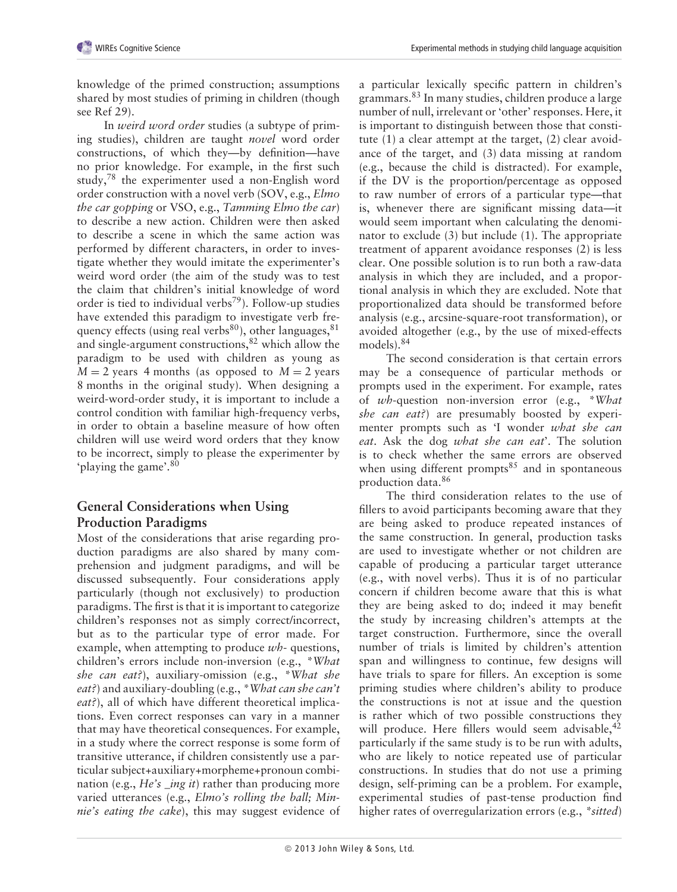knowledge of the primed construction; assumptions shared by most studies of priming in children (though see Ref 29).

In *weird word order* studies (a subtype of priming studies), children are taught *novel* word order constructions, of which they—by definition—have no prior knowledge. For example, in the first such study,[78] the experimenter used a non-English word order construction with a novel verb (SOV, e.g., *Elmo the car gopping* or VSO, e.g., *Tamming Elmo the car*) to describe a new action. Children were then asked to describe a scene in which the same action was performed by different characters, in order to investigate whether they would imitate the experimenter's weird word order (the aim of the study was to test the claim that children's initial knowledge of word order is tied to individual verbs[79]). Follow-up studies have extended this paradigm to investigate verb frequency effects (using real verbs[80]), other languages,[81] and single-argument constructions,[82] which allow the paradigm to be used with children as young as $M = 2$ years 4 months (as opposed to $M = 2$ years 8 months in the original study). When designing a weird-word-order study, it is important to include a control condition with familiar high-frequency verbs, in order to obtain a baseline measure of how often children will use weird word orders that they know to be incorrect, simply to please the experimenter by 'playing the game'.[80]

## General Considerations when Using Production Paradigms

Most of the considerations that arise regarding production paradigms are also shared by many comprehension and judgment paradigms, and will be discussed subsequently. Four considerations apply particularly (though not exclusively) to production paradigms. The first is that it is important to categorize children's responses not as simply correct/incorrect, but as to the particular type of error made. For example, when attempting to produce *wh-* questions, children's errors include non-inversion (e.g., **What she can eat?*), auxiliary-omission (e.g., **What she eat?*) and auxiliary-doubling (e.g., **What can she can't eat?*), all of which have different theoretical implications. Even correct responses can vary in a manner that may have theoretical consequences. For example, in a study where the correct response is some form of transitive utterance, if children consistently use a particular subject+auxiliary+morpheme+pronoun combination (e.g., *He's _ing it*) rather than producing more varied utterances (e.g., *Elmo's rolling the ball; Minnie's eating the cake*), this may suggest evidence of a particular lexically specific pattern in children's grammars.[83] In many studies, children produce a large number of null, irrelevant or 'other' responses. Here, it is important to distinguish between those that constitute (1) a clear attempt at the target, (2) clear avoidance of the target, and (3) data missing at random (e.g., because the child is distracted). For example, if the DV is the proportion/percentage as opposed to raw number of errors of a particular type—that is, whenever there are significant missing data—it would seem important when calculating the denominator to exclude (3) but include (1). The appropriate treatment of apparent avoidance responses (2) is less clear. One possible solution is to run both a raw-data analysis in which they are included, and a proportional analysis in which they are excluded. Note that proportionalized data should be transformed before analysis (e.g., arcsine-square-root transformation), or avoided altogether (e.g., by the use of mixed-effects models).[84]

The second consideration is that certain errors may be a consequence of particular methods or prompts used in the experiment. For example, rates of *wh*-question non-inversion error (e.g., **What she can eat?*) are presumably boosted by experimenter prompts such as 'I wonder *what she can eat*. Ask the dog *what she can eat*'. The solution is to check whether the same errors are observed when using different prompts[85] and in spontaneous production data.[86]

The third consideration relates to the use of fillers to avoid participants becoming aware that they are being asked to produce repeated instances of the same construction. In general, production tasks are used to investigate whether or not children are capable of producing a particular target utterance (e.g., with novel verbs). Thus it is of no particular concern if children become aware that this is what they are being asked to do; indeed it may benefit the study by increasing children's attempts at the target construction. Furthermore, since the overall number of trials is limited by children's attention span and willingness to continue, few designs will have trials to spare for fillers. An exception is some priming studies where children's ability to produce the constructions is not at issue and the question is rather which of two possible constructions they will produce. Here fillers would seem advisable,[42] particularly if the same study is to be run with adults, who are likely to notice repeated use of particular constructions. In studies that do not use a priming design, self-priming can be a problem. For example, experimental studies of past-tense production find higher rates of overregularization errors (e.g., **sitted*)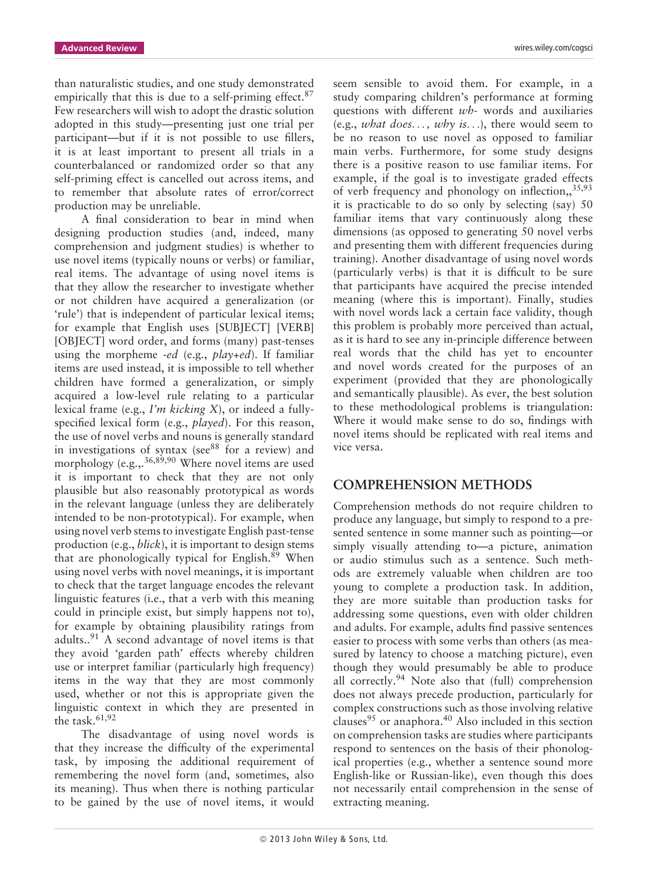than naturalistic studies, and one study demonstrated empirically that this is due to a self-priming effect.[87] Few researchers will wish to adopt the drastic solution adopted in this study—presenting just one trial per participant—but if it is not possible to use fillers, it is at least important to present all trials in a counterbalanced or randomized order so that any self-priming effect is cancelled out across items, and to remember that absolute rates of error/correct production may be unreliable.

A final consideration to bear in mind when designing production studies (and, indeed, many comprehension and judgment studies) is whether to use novel items (typically nouns or verbs) or familiar, real items. The advantage of using novel items is that they allow the researcher to investigate whether or not children have acquired a generalization (or 'rule') that is independent of particular lexical items; for example that English uses [SUBJECT] [VERB] [OBJECT] word order, and forms (many) past-tenses using the morpheme *-ed* (e.g., *play+ed*). If familiar items are used instead, it is impossible to tell whether children have formed a generalization, or simply acquired a low-level rule relating to a particular lexical frame (e.g., *I'm kicking X*), or indeed a fully-specified lexical form (e.g., *played*). For this reason, the use of novel verbs and nouns is generally standard in investigations of syntax (see[88] for a review) and morphology (e.g.,.[36,89,90] Where novel items are used it is important to check that they are not only plausible but also reasonably prototypical as words in the relevant language (unless they are deliberately intended to be non-prototypical). For example, when using novel verb stems to investigate English past-tense production (e.g., *blick*), it is important to design stems that are phonologically typical for English.[89] When using novel verbs with novel meanings, it is important to check that the target language encodes the relevant linguistic features (i.e., that a verb with this meaning could in principle exist, but simply happens not to), for example by obtaining plausibility ratings from adults..[91] A second advantage of novel items is that they avoid 'garden path' effects whereby children use or interpret familiar (particularly high frequency) items in the way that they are most commonly used, whether or not this is appropriate given the linguistic context in which they are presented in the task.[61,92]

The disadvantage of using novel words is that they increase the difficulty of the experimental task, by imposing the additional requirement of remembering the novel form (and, sometimes, also its meaning). Thus when there is nothing particular to be gained by the use of novel items, it would seem sensible to avoid them. For example, in a study comparing children's performance at forming questions with different *wh-* words and auxiliaries (e.g., *what does…, why is…*), there would seem to be no reason to use novel as opposed to familiar main verbs. Furthermore, for some study designs there is a positive reason to use familiar items. For example, if the goal is to investigate graded effects of verb frequency and phonology on inflection,,[35,93] it is practicable to do so only by selecting (say) 50 familiar items that vary continuously along these dimensions (as opposed to generating 50 novel verbs and presenting them with different frequencies during training). Another disadvantage of using novel words (particularly verbs) is that it is difficult to be sure that participants have acquired the precise intended meaning (where this is important). Finally, studies with novel words lack a certain face validity, though this problem is probably more perceived than actual, as it is hard to see any in-principle difference between real words that the child has yet to encounter and novel words created for the purposes of an experiment (provided that they are phonologically and semantically plausible). As ever, the best solution to these methodological problems is triangulation: Where it would make sense to do so, findings with novel items should be replicated with real items and vice versa.

## COMPREHENSION METHODS

Comprehension methods do not require children to produce any language, but simply to respond to a presented sentence in some manner such as pointing—or simply visually attending to—a picture, animation or audio stimulus such as a sentence. Such methods are extremely valuable when children are too young to complete a production task. In addition, they are more suitable than production tasks for addressing some questions, even with older children and adults. For example, adults find passive sentences easier to process with some verbs than others (as measured by latency to choose a matching picture), even though they would presumably be able to produce all correctly.[94] Note also that (full) comprehension does not always precede production, particularly for complex constructions such as those involving relative clauses[95] or anaphora.[40] Also included in this section on comprehension tasks are studies where participants respond to sentences on the basis of their phonological properties (e.g., whether a sentence sound more English-like or Russian-like), even though this does not necessarily entail comprehension in the sense of extracting meaning.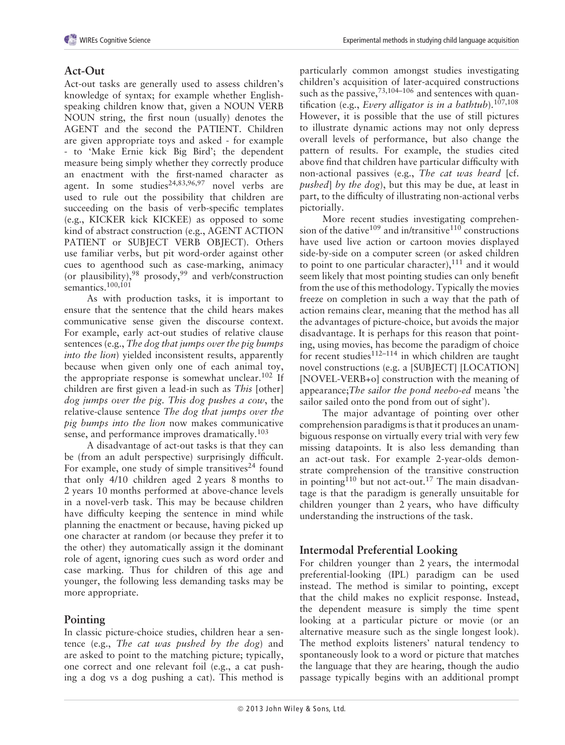## Act-Out

Act-out tasks are generally used to assess children's knowledge of syntax; for example whether English-speaking children know that, given a NOUN VERB NOUN string, the first noun (usually) denotes the AGENT and the second the PATIENT. Children are given appropriate toys and asked - for example - to 'Make Ernie kick Big Bird'; the dependent measure being simply whether they correctly produce an enactment with the first-named character as agent. In some studies[24,83,96,97] novel verbs are used to rule out the possibility that children are succeeding on the basis of verb-specific templates (e.g., KICKER kick KICKEE) as opposed to some kind of abstract construction (e.g., AGENT ACTION PATIENT or SUBJECT VERB OBJECT). Others use familiar verbs, but pit word-order against other cues to agenthood such as case-marking, animacy (or plausibility),[98] prosody,[99] and verb/construction semantics.[100,101]

As with production tasks, it is important to ensure that the sentence that the child hears makes communicative sense given the discourse context. For example, early act-out studies of relative clause sentences (e.g., *The dog that jumps over the pig bumps into the lion*) yielded inconsistent results, apparently because when given only one of each animal toy, the appropriate response is somewhat unclear.[102] If children are first given a lead-in such as *This* [other] *dog jumps over the pig. This dog pushes a cow*, the relative-clause sentence *The dog that jumps over the pig bumps into the lion* now makes communicative sense, and performance improves dramatically.[103]

A disadvantage of act-out tasks is that they can be (from an adult perspective) surprisingly difficult. For example, one study of simple transitives[24] found that only 4/10 children aged 2 years 8 months to 2 years 10 months performed at above-chance levels in a novel-verb task. This may be because children have difficulty keeping the sentence in mind while planning the enactment or because, having picked up one character at random (or because they prefer it to the other) they automatically assign it the dominant role of agent, ignoring cues such as word order and case marking. Thus for children of this age and younger, the following less demanding tasks may be more appropriate.

## Pointing

In classic picture-choice studies, children hear a sentence (e.g., *The cat was pushed by the dog*) and are asked to point to the matching picture; typically, one correct and one relevant foil (e.g., a cat pushing a dog vs a dog pushing a cat). This method is particularly common amongst studies investigating children's acquisition of later-acquired constructions such as the passive,[73,104–106] and sentences with quantification (e.g., *Every alligator is in a bathtub*).[107,108] However, it is possible that the use of still pictures to illustrate dynamic actions may not only depress overall levels of performance, but also change the pattern of results. For example, the studies cited above find that children have particular difficulty with non-actional passives (e.g., *The cat was heard* [cf. *pushed*] *by the dog*), but this may be due, at least in part, to the difficulty of illustrating non-actional verbs pictorially.

More recent studies investigating comprehension of the dative[109] and in/transitive[110] constructions have used live action or cartoon movies displayed side-by-side on a computer screen (or asked children to point to one particular character),[111] and it would seem likely that most pointing studies can only benefit from the use of this methodology. Typically the movies freeze on completion in such a way that the path of action remains clear, meaning that the method has all the advantages of picture-choice, but avoids the major disadvantage. It is perhaps for this reason that pointing, using movies, has become the paradigm of choice for recent studies[112–114] in which children are taught novel constructions (e.g. a [SUBJECT] [LOCATION] [NOVEL-VERB+o] construction with the meaning of appearance;*The sailor the pond neebo-ed* means 'the sailor sailed onto the pond from out of sight').

The major advantage of pointing over other comprehension paradigms is that it produces an unambiguous response on virtually every trial with very few missing datapoints. It is also less demanding than an act-out task. For example 2-year-olds demonstrate comprehension of the transitive construction in pointing[110] but not act-out.[17] The main disadvantage is that the paradigm is generally unsuitable for children younger than 2 years, who have difficulty understanding the instructions of the task.

## Intermodal Preferential Looking

For children younger than 2 years, the intermodal preferential-looking (IPL) paradigm can be used instead. The method is similar to pointing, except that the child makes no explicit response. Instead, the dependent measure is simply the time spent looking at a particular picture or movie (or an alternative measure such as the single longest look). The method exploits listeners' natural tendency to spontaneously look to a word or picture that matches the language that they are hearing, though the audio passage typically begins with an additional prompt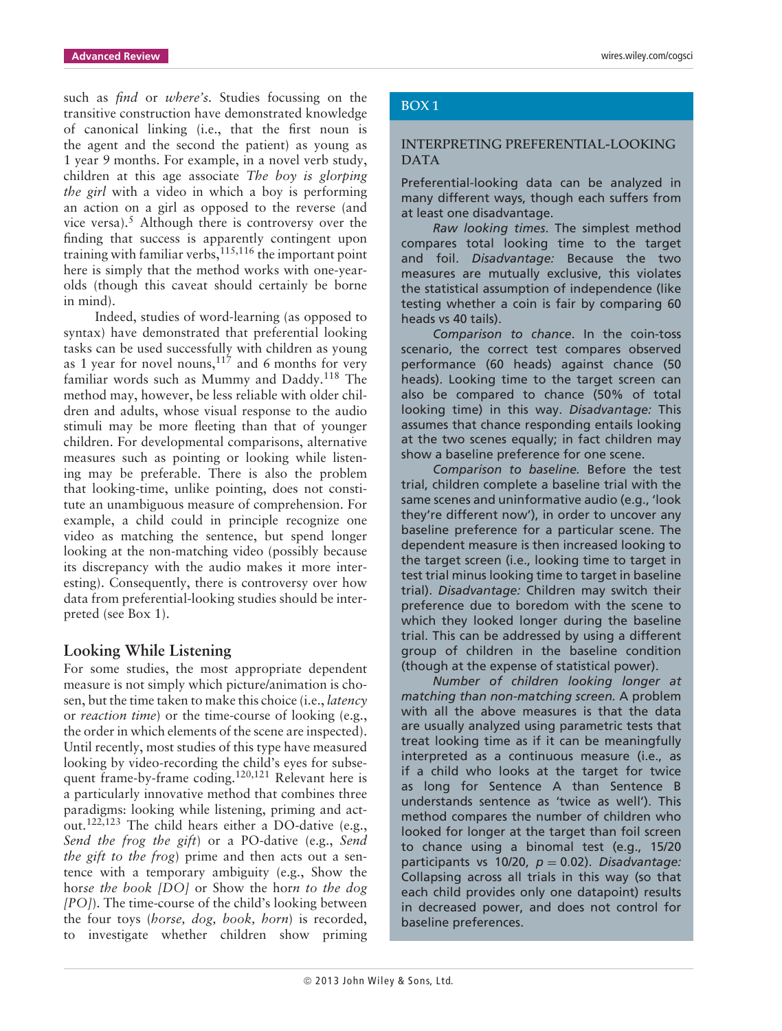such as *find* or *where's*. Studies focussing on the transitive construction have demonstrated knowledge of canonical linking (i.e., that the first noun is the agent and the second the patient) as young as 1 year 9 months. For example, in a novel verb study, children at this age associate *The boy is glorping the girl* with a video in which a boy is performing an action on a girl as opposed to the reverse (and vice versa).[5] Although there is controversy over the finding that success is apparently contingent upon training with familiar verbs,[115,116] the important point here is simply that the method works with one-year-olds (though this caveat should certainly be borne in mind).

Indeed, studies of word-learning (as opposed to syntax) have demonstrated that preferential looking tasks can be used successfully with children as young as 1 year for novel nouns,[117] and 6 months for very familiar words such as Mummy and Daddy.[118] The method may, however, be less reliable with older children and adults, whose visual response to the audio stimuli may be more fleeting than that of younger children. For developmental comparisons, alternative measures such as pointing or looking while listening may be preferable. There is also the problem that looking-time, unlike pointing, does not constitute an unambiguous measure of comprehension. For example, a child could in principle recognize one video as matching the sentence, but spend longer looking at the non-matching video (possibly because its discrepancy with the audio makes it more interesting). Consequently, there is controversy over how data from preferential-looking studies should be interpreted (see Box 1).

## Looking While Listening

For some studies, the most appropriate dependent measure is not simply which picture/animation is chosen, but the time taken to make this choice (i.e., *latency* or *reaction time*) or the time-course of looking (e.g., the order in which elements of the scene are inspected). Until recently, most studies of this type have measured looking by video-recording the child's eyes for subsequent frame-by-frame coding.[120,121] Relevant here is a particularly innovative method that combines three paradigms: looking while listening, priming and act-out.[122,123] The child hears either a DO-dative (e.g., *Send the frog the gift*) or a PO-dative (e.g., *Send the gift to the frog*) prime and then acts out a sentence with a temporary ambiguity (e.g., Show the hor*se the book [DO]* or Show the hor*n to the dog [PO]*). The time-course of the child's looking between the four toys (*horse, dog, book, horn*) is recorded, to investigate whether children show priming

### BOX 1

#### INTERPRETING PREFERENTIAL-LOOKING DATA

Preferential-looking data can be analyzed in many different ways, though each suffers from at least one disadvantage.

*Raw looking times.* The simplest method compares total looking time to the target and foil. *Disadvantage:* Because the two measures are mutually exclusive, this violates the statistical assumption of independence (like testing whether a coin is fair by comparing 60 heads vs 40 tails).

*Comparison to chance.* In the coin-toss scenario, the correct test compares observed performance (60 heads) against chance (50 heads). Looking time to the target screen can also be compared to chance (50% of total looking time) in this way. *Disadvantage:* This assumes that chance responding entails looking at the two scenes equally; in fact children may show a baseline preference for one scene.

*Comparison to baseline.* Before the test trial, children complete a baseline trial with the same scenes and uninformative audio (e.g., 'look they're different now'), in order to uncover any baseline preference for a particular scene. The dependent measure is then increased looking to the target screen (i.e., looking time to target in test trial minus looking time to target in baseline trial). *Disadvantage:* Children may switch their preference due to boredom with the scene to which they looked longer during the baseline trial. This can be addressed by using a different group of children in the baseline condition (though at the expense of statistical power).

*Number of children looking longer at matching than non-matching screen.* A problem with all the above measures is that the data are usually analyzed using parametric tests that treat looking time as if it can be meaningfully interpreted as a continuous measure (i.e., as if a child who looks at the target for twice as long for Sentence A than Sentence B understands sentence as 'twice as well'). This method compares the number of children who looked for longer at the target than foil screen to chance using a binomial test (e.g., 15/20 participants vs 10/20, $p = 0.02$). *Disadvantage:* Collapsing across all trials in this way (so that each child provides only one datapoint) results in decreased power, and does not control for baseline preferences.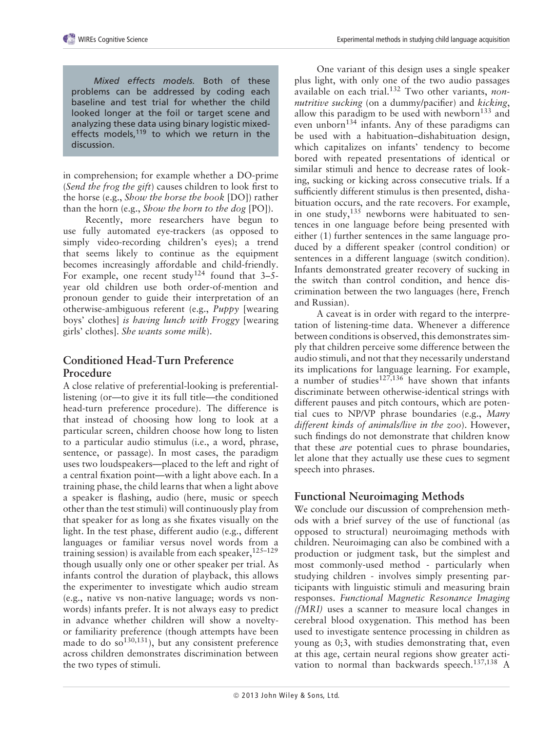> *Mixed effects models.* Both of these problems can be addressed by coding each baseline and test trial for whether the child looked longer at the foil or target scene and analyzing these data using binary logistic mixed-effects models,[119] to which we return in the discussion.

in comprehension; for example whether a DO-prime (*Send the frog the gift*) causes children to look first to the horse (e.g., *Show the horse the book* [DO]) rather than the horn (e.g., *Show the horn to the dog* [PO]).

Recently, more researchers have begun to use fully automated eye-trackers (as opposed to simply video-recording children's eyes); a trend that seems likely to continue as the equipment becomes increasingly affordable and child-friendly. For example, one recent study[124] found that 3–5-year old children use both order-of-mention and pronoun gender to guide their interpretation of an otherwise-ambiguous referent (e.g., *Puppy* [wearing boys' clothes] *is having lunch with Froggy* [wearing girls' clothes]. *She wants some milk*).

## Conditioned Head-Turn Preference Procedure

A close relative of preferential-looking is preferential-listening (or—to give it its full title—the conditioned head-turn preference procedure). The difference is that instead of choosing how long to look at a particular screen, children choose how long to listen to a particular audio stimulus (i.e., a word, phrase, sentence, or passage). In most cases, the paradigm uses two loudspeakers—placed to the left and right of a central fixation point—with a light above each. In a training phase, the child learns that when a light above a speaker is flashing, audio (here, music or speech other than the test stimuli) will continuously play from that speaker for as long as she fixates visually on the light. In the test phase, different audio (e.g., different languages or familiar versus novel words from a training session) is available from each speaker,[125–129] though usually only one or other speaker per trial. As infants control the duration of playback, this allows the experimenter to investigate which audio stream (e.g., native vs non-native language; words vs non-words) infants prefer. It is not always easy to predict in advance whether children will show a novelty- or familiarity preference (though attempts have been made to do so[130,131]), but any consistent preference across children demonstrates discrimination between the two types of stimuli.

One variant of this design uses a single speaker plus light, with only one of the two audio passages available on each trial.[132] Two other variants, *non-nutritive sucking* (on a dummy/pacifier) and *kicking*, allow this paradigm to be used with newborn[133] and even unborn[134] infants. Any of these paradigms can be used with a habituation–dishabituation design, which capitalizes on infants' tendency to become bored with repeated presentations of identical or similar stimuli and hence to decrease rates of looking, sucking or kicking across consecutive trials. If a sufficiently different stimulus is then presented, dishabituation occurs, and the rate recovers. For example, in one study,[135] newborns were habituated to sentences in one language before being presented with either (1) further sentences in the same language produced by a different speaker (control condition) or sentences in a different language (switch condition). Infants demonstrated greater recovery of sucking in the switch than control condition, and hence discrimination between the two languages (here, French and Russian).

A caveat is in order with regard to the interpretation of listening-time data. Whenever a difference between conditions is observed, this demonstrates simply that children perceive some difference between the audio stimuli, and not that they necessarily understand its implications for language learning. For example, a number of studies[127,136] have shown that infants discriminate between otherwise-identical strings with different pauses and pitch contours, which are potential cues to NP/VP phrase boundaries (e.g., *Many different kinds of animals/live in the zoo*). However, such findings do not demonstrate that children know that these *are* potential cues to phrase boundaries, let alone that they actually use these cues to segment speech into phrases.

## Functional Neuroimaging Methods

We conclude our discussion of comprehension methods with a brief survey of the use of functional (as opposed to structural) neuroimaging methods with children. Neuroimaging can also be combined with a production or judgment task, but the simplest and most commonly-used method - particularly when studying children - involves simply presenting participants with linguistic stimuli and measuring brain responses. *Functional Magnetic Resonance Imaging (fMRI)* uses a scanner to measure local changes in cerebral blood oxygenation. This method has been used to investigate sentence processing in children as young as 0;3, with studies demonstrating that, even at this age, certain neural regions show greater activation to normal than backwards speech.[137,138] A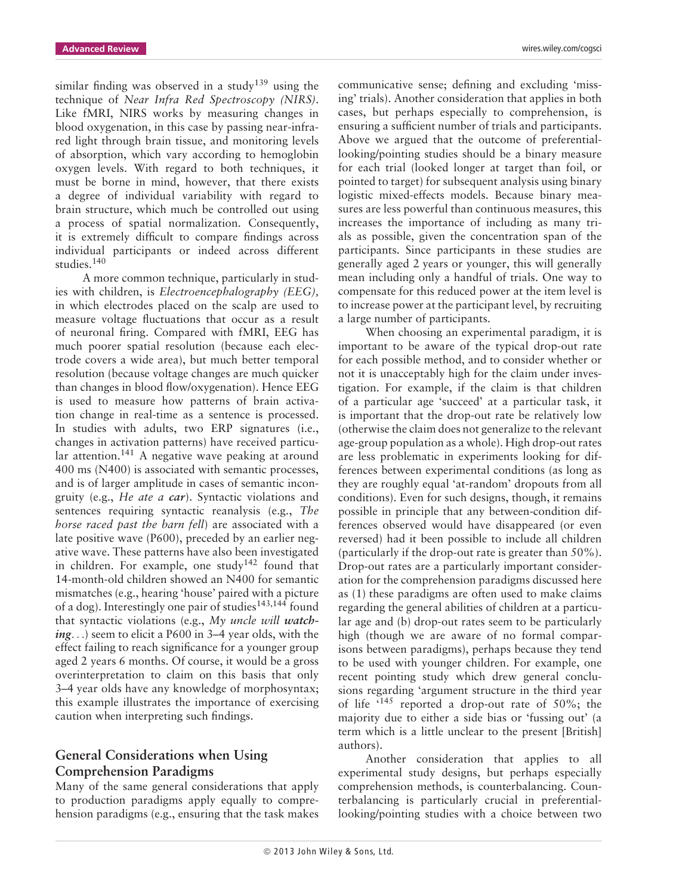similar finding was observed in a study[139] using the technique of *Near Infra Red Spectroscopy (NIRS)*. Like fMRI, NIRS works by measuring changes in blood oxygenation, in this case by passing near-infrared light through brain tissue, and monitoring levels of absorption, which vary according to hemoglobin oxygen levels. With regard to both techniques, it must be borne in mind, however, that there exists a degree of individual variability with regard to brain structure, which much be controlled out using a process of spatial normalization. Consequently, it is extremely difficult to compare findings across individual participants or indeed across different studies.[140]

A more common technique, particularly in studies with children, is *Electroencephalography (EEG),* in which electrodes placed on the scalp are used to measure voltage fluctuations that occur as a result of neuronal firing. Compared with fMRI, EEG has much poorer spatial resolution (because each electrode covers a wide area), but much better temporal resolution (because voltage changes are much quicker than changes in blood flow/oxygenation). Hence EEG is used to measure how patterns of brain activation change in real-time as a sentence is processed. In studies with adults, two ERP signatures (i.e., changes in activation patterns) have received particular attention.[141] A negative wave peaking at around 400 ms (N400) is associated with semantic processes, and is of larger amplitude in cases of semantic incongruity (e.g., *He ate a* ***car***). Syntactic violations and sentences requiring syntactic reanalysis (e.g., *The horse raced past the barn fell*) are associated with a late positive wave (P600), preceded by an earlier negative wave. These patterns have also been investigated in children. For example, one study[142] found that 14-month-old children showed an N400 for semantic mismatches (e.g., hearing 'house' paired with a picture of a dog). Interestingly one pair of studies[143,144] found that syntactic violations (e.g., *My uncle will* ***watching****...*) seem to elicit a P600 in 3–4 year olds, with the effect failing to reach significance for a younger group aged 2 years 6 months. Of course, it would be a gross overinterpretation to claim on this basis that only 3–4 year olds have any knowledge of morphosyntax; this example illustrates the importance of exercising caution when interpreting such findings.

## General Considerations when Using Comprehension Paradigms

Many of the same general considerations that apply to production paradigms apply equally to comprehension paradigms (e.g., ensuring that the task makes communicative sense; defining and excluding 'missing' trials). Another consideration that applies in both cases, but perhaps especially to comprehension, is ensuring a sufficient number of trials and participants. Above we argued that the outcome of preferential-looking/pointing studies should be a binary measure for each trial (looked longer at target than foil, or pointed to target) for subsequent analysis using binary logistic mixed-effects models. Because binary measures are less powerful than continuous measures, this increases the importance of including as many trials as possible, given the concentration span of the participants. Since participants in these studies are generally aged 2 years or younger, this will generally mean including only a handful of trials. One way to compensate for this reduced power at the item level is to increase power at the participant level, by recruiting a large number of participants.

When choosing an experimental paradigm, it is important to be aware of the typical drop-out rate for each possible method, and to consider whether or not it is unacceptably high for the claim under investigation. For example, if the claim is that children of a particular age 'succeed' at a particular task, it is important that the drop-out rate be relatively low (otherwise the claim does not generalize to the relevant age-group population as a whole). High drop-out rates are less problematic in experiments looking for differences between experimental conditions (as long as they are roughly equal 'at-random' dropouts from all conditions). Even for such designs, though, it remains possible in principle that any between-condition differences observed would have disappeared (or even reversed) had it been possible to include all children (particularly if the drop-out rate is greater than 50%). Drop-out rates are a particularly important consideration for the comprehension paradigms discussed here as (1) these paradigms are often used to make claims regarding the general abilities of children at a particular age and (b) drop-out rates seem to be particularly high (though we are aware of no formal comparisons between paradigms), perhaps because they tend to be used with younger children. For example, one recent pointing study which drew general conclusions regarding 'argument structure in the third year of life '[145] reported a drop-out rate of 50%; the majority due to either a side bias or 'fussing out' (a term which is a little unclear to the present [British] authors).

Another consideration that applies to all experimental study designs, but perhaps especially comprehension methods, is counterbalancing. Counterbalancing is particularly crucial in preferential-looking/pointing studies with a choice between two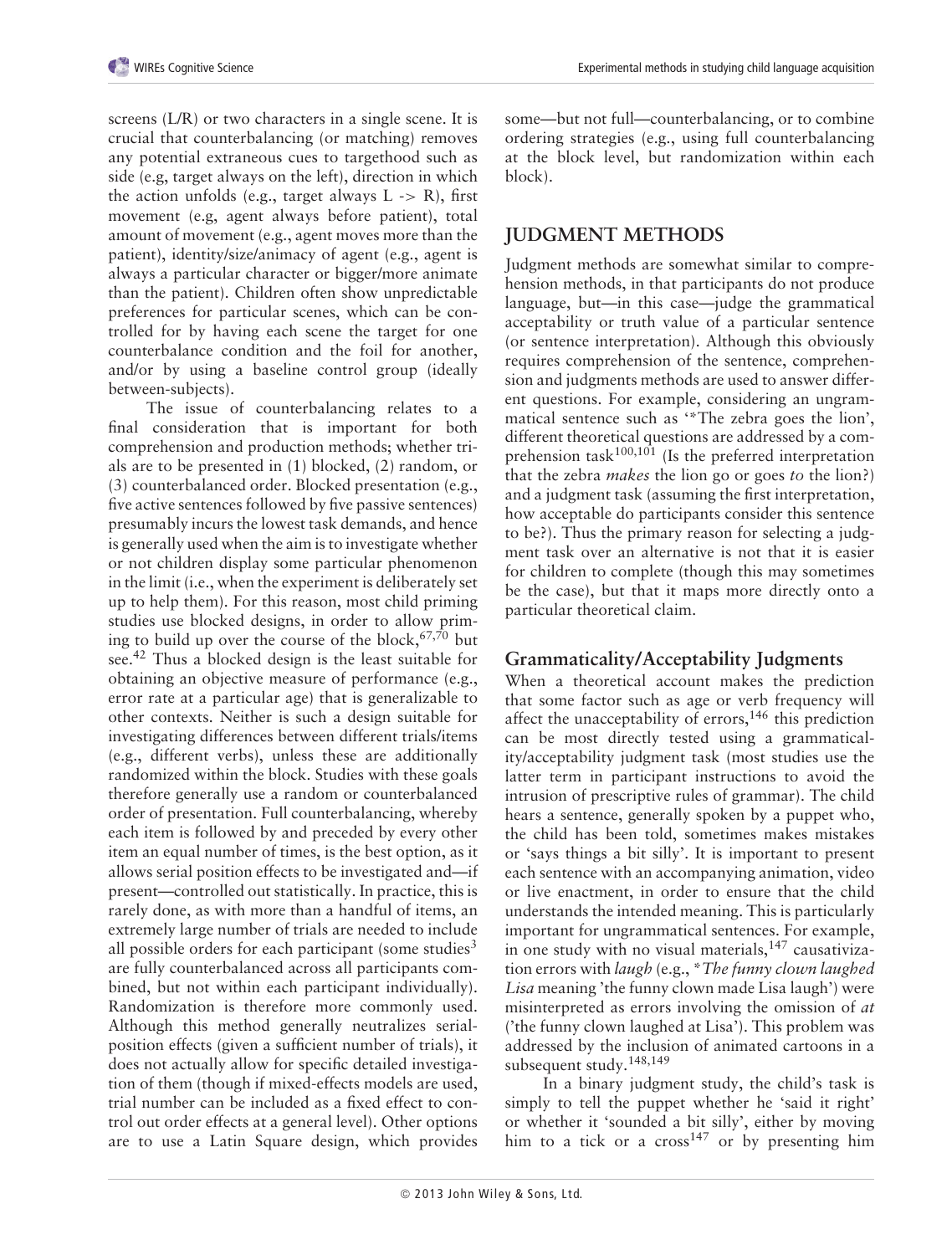screens (L/R) or two characters in a single scene. It is crucial that counterbalancing (or matching) removes any potential extraneous cues to targethood such as side (e.g, target always on the left), direction in which the action unfolds (e.g., target always L -> R), first movement (e.g, agent always before patient), total amount of movement (e.g., agent moves more than the patient), identity/size/animacy of agent (e.g., agent is always a particular character or bigger/more animate than the patient). Children often show unpredictable preferences for particular scenes, which can be controlled for by having each scene the target for one counterbalance condition and the foil for another, and/or by using a baseline control group (ideally between-subjects).

The issue of counterbalancing relates to a final consideration that is important for both comprehension and production methods; whether trials are to be presented in (1) blocked, (2) random, or (3) counterbalanced order. Blocked presentation (e.g., five active sentences followed by five passive sentences) presumably incurs the lowest task demands, and hence is generally used when the aim is to investigate whether or not children display some particular phenomenon in the limit (i.e., when the experiment is deliberately set up to help them). For this reason, most child priming studies use blocked designs, in order to allow priming to build up over the course of the block,[67,70] but see.[42] Thus a blocked design is the least suitable for obtaining an objective measure of performance (e.g., error rate at a particular age) that is generalizable to other contexts. Neither is such a design suitable for investigating differences between different trials/items (e.g., different verbs), unless these are additionally randomized within the block. Studies with these goals therefore generally use a random or counterbalanced order of presentation. Full counterbalancing, whereby each item is followed by and preceded by every other item an equal number of times, is the best option, as it allows serial position effects to be investigated and—if present—controlled out statistically. In practice, this is rarely done, as with more than a handful of items, an extremely large number of trials are needed to include all possible orders for each participant (some studies[3] are fully counterbalanced across all participants combined, but not within each participant individually). Randomization is therefore more commonly used. Although this method generally neutralizes serial-position effects (given a sufficient number of trials), it does not actually allow for specific detailed investigation of them (though if mixed-effects models are used, trial number can be included as a fixed effect to control out order effects at a general level). Other options are to use a Latin Square design, which provides some—but not full—counterbalancing, or to combine ordering strategies (e.g., using full counterbalancing at the block level, but randomization within each block).

## JUDGMENT METHODS

Judgment methods are somewhat similar to comprehension methods, in that participants do not produce language, but—in this case—judge the grammatical acceptability or truth value of a particular sentence (or sentence interpretation). Although this obviously requires comprehension of the sentence, comprehension and judgments methods are used to answer different questions. For example, considering an ungrammatical sentence such as '*The zebra goes the lion', different theoretical questions are addressed by a comprehension task[100,101] (Is the preferred interpretation that the zebra *makes* the lion go or goes *to* the lion?) and a judgment task (assuming the first interpretation, how acceptable do participants consider this sentence to be?). Thus the primary reason for selecting a judgment task over an alternative is not that it is easier for children to complete (though this may sometimes be the case), but that it maps more directly onto a particular theoretical claim.

### Grammaticality/Acceptability Judgments

When a theoretical account makes the prediction that some factor such as age or verb frequency will affect the unacceptability of errors,[146] this prediction can be most directly tested using a grammaticality/acceptability judgment task (most studies use the latter term in participant instructions to avoid the intrusion of prescriptive rules of grammar). The child hears a sentence, generally spoken by a puppet who, the child has been told, sometimes makes mistakes or 'says things a bit silly'. It is important to present each sentence with an accompanying animation, video or live enactment, in order to ensure that the child understands the intended meaning. This is particularly important for ungrammatical sentences. For example, in one study with no visual materials,[147] causativization errors with *laugh* (e.g., **The funny clown laughed Lisa* meaning 'the funny clown made Lisa laugh') were misinterpreted as errors involving the omission of *at* ('the funny clown laughed at Lisa'). This problem was addressed by the inclusion of animated cartoons in a subsequent study.[148,149]

In a binary judgment study, the child's task is simply to tell the puppet whether he 'said it right' or whether it 'sounded a bit silly', either by moving him to a tick or a cross[147] or by presenting him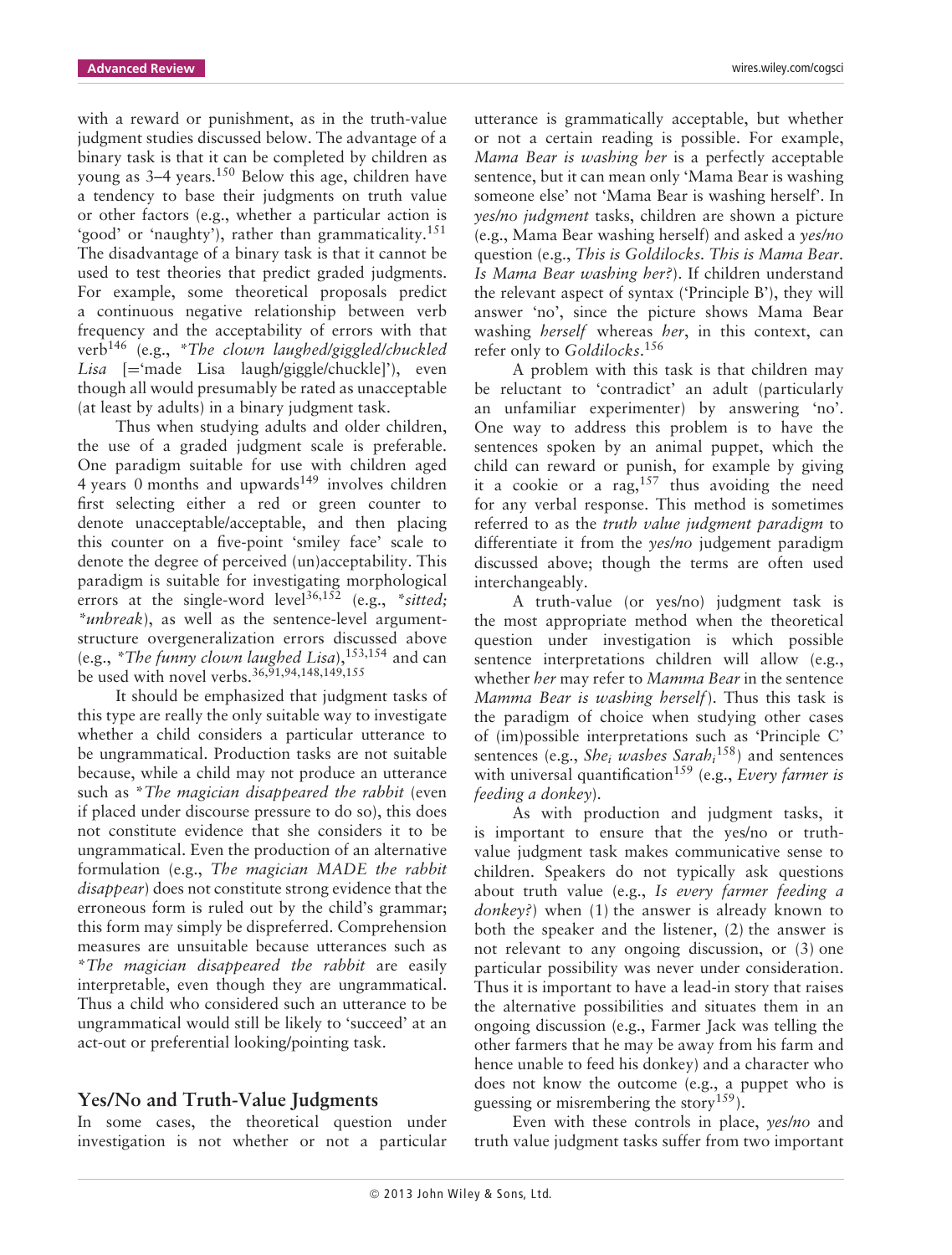with a reward or punishment, as in the truth-value judgment studies discussed below. The advantage of a binary task is that it can be completed by children as young as 3–4 years.[150] Below this age, children have a tendency to base their judgments on truth value or other factors (e.g., whether a particular action is 'good' or 'naughty'), rather than grammaticality.[151] The disadvantage of a binary task is that it cannot be used to test theories that predict graded judgments. For example, some theoretical proposals predict a continuous negative relationship between verb frequency and the acceptability of errors with that verb[146] (e.g., **The clown laughed/giggled/chuckled Lisa* [='made Lisa laugh/giggle/chuckle']), even though all would presumably be rated as unacceptable (at least by adults) in a binary judgment task.

Thus when studying adults and older children, the use of a graded judgment scale is preferable. One paradigm suitable for use with children aged 4 years 0 months and upwards[149] involves children first selecting either a red or green counter to denote unacceptable/acceptable, and then placing this counter on a five-point 'smiley face' scale to denote the degree of perceived (un)acceptability. This paradigm is suitable for investigating morphological errors at the single-word level[36,152] (e.g., **sitted; *unbreak*), as well as the sentence-level argument-structure overgeneralization errors discussed above (e.g., **The funny clown laughed Lisa*),[153,154] and can be used with novel verbs.[36,91,94,148,149,155]

It should be emphasized that judgment tasks of this type are really the only suitable way to investigate whether a child considers a particular utterance to be ungrammatical. Production tasks are not suitable because, while a child may not produce an utterance such as **The magician disappeared the rabbit* (even if placed under discourse pressure to do so), this does not constitute evidence that she considers it to be ungrammatical. Even the production of an alternative formulation (e.g., *The magician MADE the rabbit disappear*) does not constitute strong evidence that the erroneous form is ruled out by the child's grammar; this form may simply be dispreferred. Comprehension measures are unsuitable because utterances such as **The magician disappeared the rabbit* are easily interpretable, even though they are ungrammatical. Thus a child who considered such an utterance to be ungrammatical would still be likely to 'succeed' at an act-out or preferential looking/pointing task.

## Yes/No and Truth-Value Judgments

In some cases, the theoretical question under investigation is not whether or not a particular utterance is grammatically acceptable, but whether or not a certain reading is possible. For example, *Mama Bear is washing her* is a perfectly acceptable sentence, but it can mean only 'Mama Bear is washing someone else' not 'Mama Bear is washing herself'. In *yes/no judgment* tasks, children are shown a picture (e.g., Mama Bear washing herself) and asked a *yes/no* question (e.g., *This is Goldilocks. This is Mama Bear. Is Mama Bear washing her?*). If children understand the relevant aspect of syntax ('Principle B'), they will answer 'no', since the picture shows Mama Bear washing *herself* whereas *her*, in this context, can refer only to *Goldilocks*.[156]

A problem with this task is that children may be reluctant to 'contradict' an adult (particularly an unfamiliar experimenter) by answering 'no'. One way to address this problem is to have the sentences spoken by an animal puppet, which the child can reward or punish, for example by giving it a cookie or a rag,[157] thus avoiding the need for any verbal response. This method is sometimes referred to as the *truth value judgment paradigm* to differentiate it from the *yes/no* judgement paradigm discussed above; though the terms are often used interchangeably.

A truth-value (or yes/no) judgment task is the most appropriate method when the theoretical question under investigation is which possible sentence interpretations children will allow (e.g., whether *her* may refer to *Mamma Bear* in the sentence *Mamma Bear is washing herself*). Thus this task is the paradigm of choice when studying other cases of (im)possible interpretations such as 'Principle C' sentences (e.g., *She$_i$ washes Sarah$_i$*[158]) and sentences with universal quantification[159] (e.g., *Every farmer is feeding a donkey*).

As with production and judgment tasks, it is important to ensure that the yes/no or truth-value judgment task makes communicative sense to children. Speakers do not typically ask questions about truth value (e.g., *Is every farmer feeding a donkey?*) when (1) the answer is already known to both the speaker and the listener, (2) the answer is not relevant to any ongoing discussion, or (3) one particular possibility was never under consideration. Thus it is important to have a lead-in story that raises the alternative possibilities and situates them in an ongoing discussion (e.g., Farmer Jack was telling the other farmers that he may be away from his farm and hence unable to feed his donkey) and a character who does not know the outcome (e.g., a puppet who is guessing or misrembering the story[159]).

Even with these controls in place, *yes/no* and truth value judgment tasks suffer from two important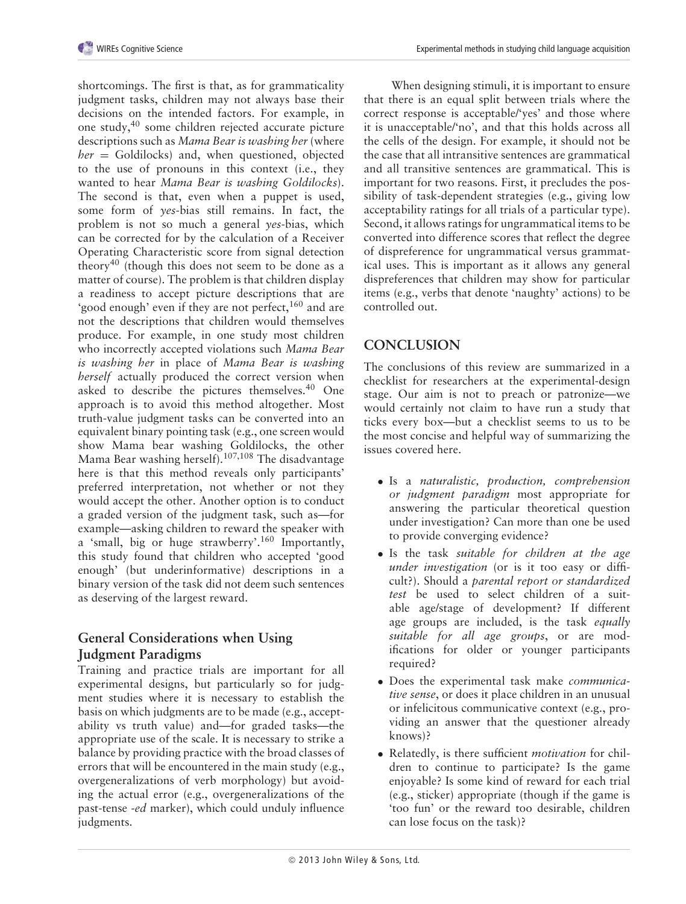shortcomings. The first is that, as for grammaticality judgment tasks, children may not always base their decisions on the intended factors. For example, in one study,[40] some children rejected accurate picture descriptions such as *Mama Bear is washing her* (where *her* = Goldilocks) and, when questioned, objected to the use of pronouns in this context (i.e., they wanted to hear *Mama Bear is washing Goldilocks*). The second is that, even when a puppet is used, some form of *yes*-bias still remains. In fact, the problem is not so much a general *yes*-bias, which can be corrected for by the calculation of a Receiver Operating Characteristic score from signal detection theory[40] (though this does not seem to be done as a matter of course). The problem is that children display a readiness to accept picture descriptions that are 'good enough' even if they are not perfect,[160] and are not the descriptions that children would themselves produce. For example, in one study most children who incorrectly accepted violations such *Mama Bear is washing her* in place of *Mama Bear is washing herself* actually produced the correct version when asked to describe the pictures themselves.[40] One approach is to avoid this method altogether. Most truth-value judgment tasks can be converted into an equivalent binary pointing task (e.g., one screen would show Mama bear washing Goldilocks, the other Mama Bear washing herself).[107,108] The disadvantage here is that this method reveals only participants' preferred interpretation, not whether or not they would accept the other. Another option is to conduct a graded version of the judgment task, such as—for example—asking children to reward the speaker with a 'small, big or huge strawberry'.[160] Importantly, this study found that children who accepted 'good enough' (but underinformative) descriptions in a binary version of the task did not deem such sentences as deserving of the largest reward.

### General Considerations when Using Judgment Paradigms

Training and practice trials are important for all experimental designs, but particularly so for judgment studies where it is necessary to establish the basis on which judgments are to be made (e.g., acceptability vs truth value) and—for graded tasks—the appropriate use of the scale. It is necessary to strike a balance by providing practice with the broad classes of errors that will be encountered in the main study (e.g., overgeneralizations of verb morphology) but avoiding the actual error (e.g., overgeneralizations of the past-tense *-ed* marker), which could unduly influence judgments.

When designing stimuli, it is important to ensure that there is an equal split between trials where the correct response is acceptable/'yes' and those where it is unacceptable/'no', and that this holds across all the cells of the design. For example, it should not be the case that all intransitive sentences are grammatical and all transitive sentences are grammatical. This is important for two reasons. First, it precludes the possibility of task-dependent strategies (e.g., giving low acceptability ratings for all trials of a particular type). Second, it allows ratings for ungrammatical items to be converted into difference scores that reflect the degree of dispreference for ungrammatical versus grammatical uses. This is important as it allows any general dispreferences that children may show for particular items (e.g., verbs that denote 'naughty' actions) to be controlled out.

## CONCLUSION

The conclusions of this review are summarized in a checklist for researchers at the experimental-design stage. Our aim is not to preach or patronize—we would certainly not claim to have run a study that ticks every box—but a checklist seems to us to be the most concise and helpful way of summarizing the issues covered here.

- Is a *naturalistic, production, comprehension or judgment paradigm* most appropriate for answering the particular theoretical question under investigation? Can more than one be used to provide converging evidence?
- Is the task *suitable for children at the age under investigation* (or is it too easy or difficult?). Should a *parental report or standardized test* be used to select children of a suitable age/stage of development? If different age groups are included, is the task *equally suitable for all age groups*, or are modifications for older or younger participants required?
- Does the experimental task make *communicative sense*, or does it place children in an unusual or infelicitous communicative context (e.g., providing an answer that the questioner already knows)?
- Relatedly, is there sufficient *motivation* for children to continue to participate? Is the game enjoyable? Is some kind of reward for each trial (e.g., sticker) appropriate (though if the game is 'too fun' or the reward too desirable, children can lose focus on the task)?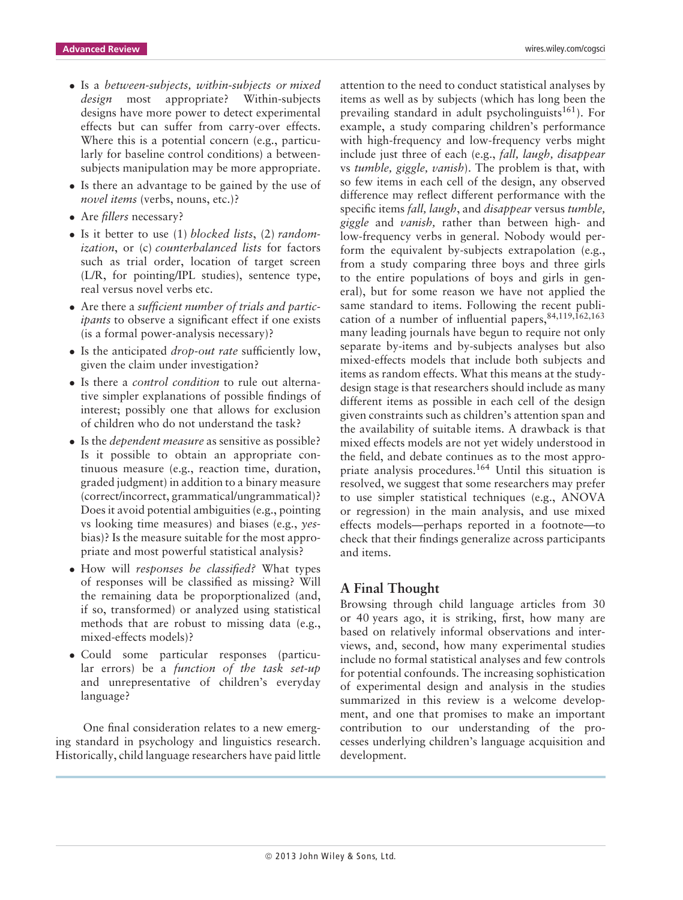- Is a *between-subjects, within-subjects or mixed design* most appropriate? Within-subjects designs have more power to detect experimental effects but can suffer from carry-over effects. Where this is a potential concern (e.g., particularly for baseline control conditions) a between-subjects manipulation may be more appropriate.
- Is there an advantage to be gained by the use of *novel items* (verbs, nouns, etc.)?
- Are *fillers* necessary?
- Is it better to use (1) *blocked lists*, (2) *randomization*, or (c) *counterbalanced lists* for factors such as trial order, location of target screen (L/R, for pointing/IPL studies), sentence type, real versus novel verbs etc.
- Are there a *sufficient number of trials and participants* to observe a significant effect if one exists (is a formal power-analysis necessary)?
- Is the anticipated *drop-out rate* sufficiently low, given the claim under investigation?
- Is there a *control condition* to rule out alternative simpler explanations of possible findings of interest; possibly one that allows for exclusion of children who do not understand the task?
- Is the *dependent measure* as sensitive as possible? Is it possible to obtain an appropriate continuous measure (e.g., reaction time, duration, graded judgment) in addition to a binary measure (correct/incorrect, grammatical/ungrammatical)? Does it avoid potential ambiguities (e.g., pointing vs looking time measures) and biases (e.g., *yes*-bias)? Is the measure suitable for the most appropriate and most powerful statistical analysis?
- How will *responses be classified?* What types of responses will be classified as missing? Will the remaining data be proporptionalized (and, if so, transformed) or analyzed using statistical methods that are robust to missing data (e.g., mixed-effects models)?
- Could some particular responses (particular errors) be a *function of the task set-up* and unrepresentative of children's everyday language?

One final consideration relates to a new emerging standard in psychology and linguistics research. Historically, child language researchers have paid little attention to the need to conduct statistical analyses by items as well as by subjects (which has long been the prevailing standard in adult psycholinguists[161]). For example, a study comparing children's performance with high-frequency and low-frequency verbs might include just three of each (e.g., *fall, laugh, disappear* vs *tumble, giggle, vanish*). The problem is that, with so few items in each cell of the design, any observed difference may reflect different performance with the specific items *fall, laugh*, and *disappear* versus *tumble, giggle* and *vanish,* rather than between high- and low-frequency verbs in general. Nobody would perform the equivalent by-subjects extrapolation (e.g., from a study comparing three boys and three girls to the entire populations of boys and girls in general), but for some reason we have not applied the same standard to items. Following the recent publication of a number of influential papers,[84,119,162,163] many leading journals have begun to require not only separate by-items and by-subjects analyses but also mixed-effects models that include both subjects and items as random effects. What this means at the study-design stage is that researchers should include as many different items as possible in each cell of the design given constraints such as children's attention span and the availability of suitable items. A drawback is that mixed effects models are not yet widely understood in the field, and debate continues as to the most appropriate analysis procedures.[164] Until this situation is resolved, we suggest that some researchers may prefer to use simpler statistical techniques (e.g., ANOVA or regression) in the main analysis, and use mixed effects models—perhaps reported in a footnote—to check that their findings generalize across participants and items.

## A Final Thought

Browsing through child language articles from 30 or 40 years ago, it is striking, first, how many are based on relatively informal observations and interviews, and, second, how many experimental studies include no formal statistical analyses and few controls for potential confounds. The increasing sophistication of experimental design and analysis in the studies summarized in this review is a welcome development, and one that promises to make an important contribution to our understanding of the processes underlying children's language acquisition and development.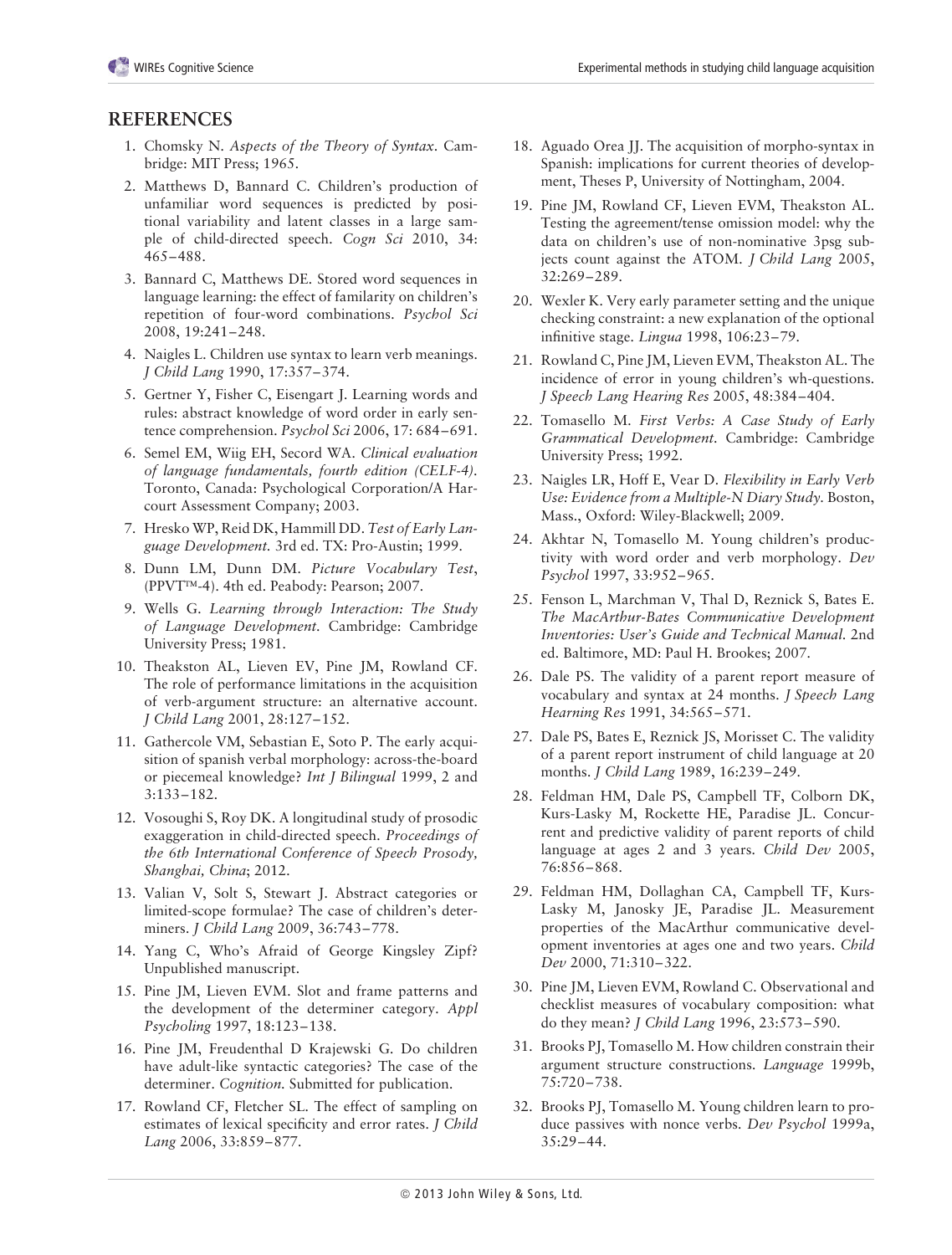## REFERENCES

1. Chomsky N. *Aspects of the Theory of Syntax*. Cambridge: MIT Press; 1965.
2. Matthews D, Bannard C. Children's production of unfamiliar word sequences is predicted by positional variability and latent classes in a large sample of child-directed speech. *Cogn Sci* 2010, 34: 465–488.
3. Bannard C, Matthews DE. Stored word sequences in language learning: the effect of familarity on children's repetition of four-word combinations. *Psychol Sci* 2008, 19:241–248.
4. Naigles L. Children use syntax to learn verb meanings. *J Child Lang* 1990, 17:357–374.
5. Gertner Y, Fisher C, Eisengart J. Learning words and rules: abstract knowledge of word order in early sentence comprehension. *Psychol Sci* 2006, 17: 684–691.
6. Semel EM, Wiig EH, Secord WA. *Clinical evaluation of language fundamentals, fourth edition (CELF-4)*. Toronto, Canada: Psychological Corporation/A Harcourt Assessment Company; 2003.
7. Hresko WP, Reid DK, Hammill DD. *Test of Early Language Development*. 3rd ed. TX: Pro-Austin; 1999.
8. Dunn LM, Dunn DM. *Picture Vocabulary Test*, (PPVT™-4). 4th ed. Peabody: Pearson; 2007.
9. Wells G. *Learning through Interaction: The Study of Language Development*. Cambridge: Cambridge University Press; 1981.
10. Theakston AL, Lieven EV, Pine JM, Rowland CF. The role of performance limitations in the acquisition of verb-argument structure: an alternative account. *J Child Lang* 2001, 28:127–152.
11. Gathercole VM, Sebastian E, Soto P. The early acquisition of spanish verbal morphology: across-the-board or piecemeal knowledge? *Int J Bilingual* 1999, 2 and 3:133–182.
12. Vosoughi S, Roy DK. A longitudinal study of prosodic exaggeration in child-directed speech. *Proceedings of the 6th International Conference of Speech Prosody, Shanghai, China*; 2012.
13. Valian V, Solt S, Stewart J. Abstract categories or limited-scope formulae? The case of children's determiners. *J Child Lang* 2009, 36:743–778.
14. Yang C, Who's Afraid of George Kingsley Zipf? Unpublished manuscript.
15. Pine JM, Lieven EVM. Slot and frame patterns and the development of the determiner category. *Appl Psycholing* 1997, 18:123–138.
16. Pine JM, Freudenthal D Krajewski G. Do children have adult-like syntactic categories? The case of the determiner. *Cognition.* Submitted for publication.
17. Rowland CF, Fletcher SL. The effect of sampling on estimates of lexical specificity and error rates. *J Child Lang* 2006, 33:859–877.
18. Aguado Orea JJ. The acquisition of morpho-syntax in Spanish: implications for current theories of development, Theses P, University of Nottingham, 2004.
19. Pine JM, Rowland CF, Lieven EVM, Theakston AL. Testing the agreement/tense omission model: why the data on children's use of non-nominative 3psg subjects count against the ATOM. *J Child Lang* 2005, 32:269–289.
20. Wexler K. Very early parameter setting and the unique checking constraint: a new explanation of the optional infinitive stage. *Lingua* 1998, 106:23–79.
21. Rowland C, Pine JM, Lieven EVM, Theakston AL. The incidence of error in young children's wh-questions. *J Speech Lang Hearing Res* 2005, 48:384–404.
22. Tomasello M. *First Verbs: A Case Study of Early Grammatical Development*. Cambridge: Cambridge University Press; 1992.
23. Naigles LR, Hoff E, Vear D. *Flexibility in Early Verb Use: Evidence from a Multiple-N Diary Study*. Boston, Mass., Oxford: Wiley-Blackwell; 2009.
24. Akhtar N, Tomasello M. Young children's productivity with word order and verb morphology. *Dev Psychol* 1997, 33:952–965.
25. Fenson L, Marchman V, Thal D, Reznick S, Bates E. *The MacArthur-Bates Communicative Development Inventories: User's Guide and Technical Manual*. 2nd ed. Baltimore, MD: Paul H. Brookes; 2007.
26. Dale PS. The validity of a parent report measure of vocabulary and syntax at 24 months. *J Speech Lang Hearning Res* 1991, 34:565–571.
27. Dale PS, Bates E, Reznick JS, Morisset C. The validity of a parent report instrument of child language at 20 months. *J Child Lang* 1989, 16:239–249.
28. Feldman HM, Dale PS, Campbell TF, Colborn DK, Kurs-Lasky M, Rockette HE, Paradise JL. Concurrent and predictive validity of parent reports of child language at ages 2 and 3 years. *Child Dev* 2005, 76:856–868.
29. Feldman HM, Dollaghan CA, Campbell TF, Kurs-Lasky M, Janosky JE, Paradise JL. Measurement properties of the MacArthur communicative development inventories at ages one and two years. *Child Dev* 2000, 71:310–322.
30. Pine JM, Lieven EVM, Rowland C. Observational and checklist measures of vocabulary composition: what do they mean? *J Child Lang* 1996, 23:573–590.
31. Brooks PJ, Tomasello M. How children constrain their argument structure constructions. *Language* 1999b, 75:720–738.
32. Brooks PJ, Tomasello M. Young children learn to produce passives with nonce verbs. *Dev Psychol* 1999a, 35:29–44.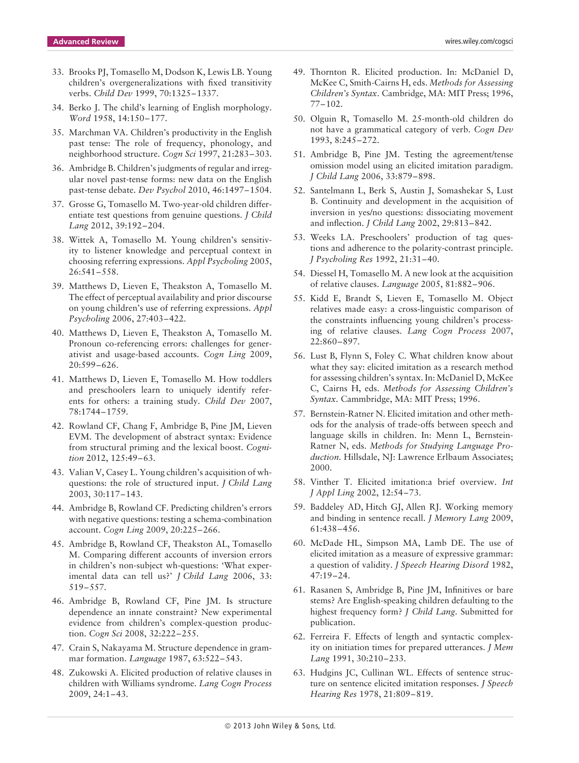33. Brooks PJ, Tomasello M, Dodson K, Lewis LB. Young children's overgeneralizations with fixed transitivity verbs. *Child Dev* 1999, 70:1325–1337.
34. Berko J. The child's learning of English morphology. *Word* 1958, 14:150–177.
35. Marchman VA. Children's productivity in the English past tense: The role of frequency, phonology, and neighborhood structure. *Cogn Sci* 1997, 21:283–303.
36. Ambridge B. Children's judgments of regular and irregular novel past-tense forms: new data on the English past-tense debate. *Dev Psychol* 2010, 46:1497–1504.
37. Grosse G, Tomasello M. Two-year-old children differentiate test questions from genuine questions. *J Child Lang* 2012, 39:192–204.
38. Wittek A, Tomasello M. Young children's sensitivity to listener knowledge and perceptual context in choosing referring expressions. *Appl Psycholing* 2005, 26:541–558.
39. Matthews D, Lieven E, Theakston A, Tomasello M. The effect of perceptual availability and prior discourse on young children's use of referring expressions. *Appl Psycholing* 2006, 27:403–422.
40. Matthews D, Lieven E, Theakston A, Tomasello M. Pronoun co-referencing errors: challenges for generativist and usage-based accounts. *Cogn Ling* 2009, 20:599–626.
41. Matthews D, Lieven E, Tomasello M. How toddlers and preschoolers learn to uniquely identify referents for others: a training study. *Child Dev* 2007, 78:1744–1759.
42. Rowland CF, Chang F, Ambridge B, Pine JM, Lieven EVM. The development of abstract syntax: Evidence from structural priming and the lexical boost. *Cognition* 2012, 125:49–63.
43. Valian V, Casey L. Young children's acquisition of wh-questions: the role of structured input. *J Child Lang* 2003, 30:117–143.
44. Ambridge B, Rowland CF. Predicting children's errors with negative questions: testing a schema-combination account. *Cogn Ling* 2009, 20:225–266.
45. Ambridge B, Rowland CF, Theakston AL, Tomasello M. Comparing different accounts of inversion errors in children's non-subject wh-questions: 'What experimental data can tell us?' *J Child Lang* 2006, 33: 519–557.
46. Ambridge B, Rowland CF, Pine JM. Is structure dependence an innate constraint? New experimental evidence from children's complex-question production. *Cogn Sci* 2008, 32:222–255.
47. Crain S, Nakayama M. Structure dependence in grammar formation. *Language* 1987, 63:522–543.
48. Zukowski A. Elicited production of relative clauses in children with Williams syndrome. *Lang Cogn Process* 2009, 24:1–43.
49. Thornton R. Elicited production. In: McDaniel D, McKee C, Smith-Cairns H, eds. *Methods for Assessing Children's Syntax*. Cambridge, MA: MIT Press; 1996, 77–102.
50. Olguin R, Tomasello M. 25-month-old children do not have a grammatical category of verb. *Cogn Dev* 1993, 8:245–272.
51. Ambridge B, Pine JM. Testing the agreement/tense omission model using an elicited imitation paradigm. *J Child Lang* 2006, 33:879–898.
52. Santelmann L, Berk S, Austin J, Somashekar S, Lust B. Continuity and development in the acquisition of inversion in yes/no questions: dissociating movement and inflection. *J Child Lang* 2002, 29:813–842.
53. Weeks LA. Preschoolers' production of tag questions and adherence to the polarity-contrast principle. *J Psycholing Res* 1992, 21:31–40.
54. Diessel H, Tomasello M. A new look at the acquisition of relative clauses. *Language* 2005, 81:882–906.
55. Kidd E, Brandt S, Lieven E, Tomasello M. Object relatives made easy: a cross-linguistic comparison of the constraints influencing young children's processing of relative clauses. *Lang Cogn Process* 2007, 22:860–897.
56. Lust B, Flynn S, Foley C. What children know about what they say: elicited imitation as a research method for assessing children's syntax. In: McDaniel D, McKee C, Cairns H, eds. *Methods for Assessing Children's Syntax*. Cammbridge, MA: MIT Press; 1996.
57. Bernstein-Ratner N. Elicited imitation and other methods for the analysis of trade-offs between speech and language skills in children. In: Menn L, Bernstein-Ratner N, eds. *Methods for Studying Language Production*. Hillsdale, NJ: Lawrence Erlbaum Associates; 2000.
58. Vinther T. Elicited imitation:a brief overview. *Int J Appl Ling* 2002, 12:54–73.
59. Baddeley AD, Hitch GJ, Allen RJ. Working memory and binding in sentence recall. *J Memory Lang* 2009, 61:438–456.
60. McDade HL, Simpson MA, Lamb DE. The use of elicited imitation as a measure of expressive grammar: a question of validity. *J Speech Hearing Disord* 1982, 47:19–24.
61. Rasanen S, Ambridge B, Pine JM, Infinitives or bare stems? Are English-speaking children defaulting to the highest frequency form? *J Child Lang*. Submitted for publication.
62. Ferreira F. Effects of length and syntactic complexity on initiation times for prepared utterances. *J Mem Lang* 1991, 30:210–233.
63. Hudgins JC, Cullinan WL. Effects of sentence structure on sentence elicited imitation responses. *J Speech Hearing Res* 1978, 21:809–819.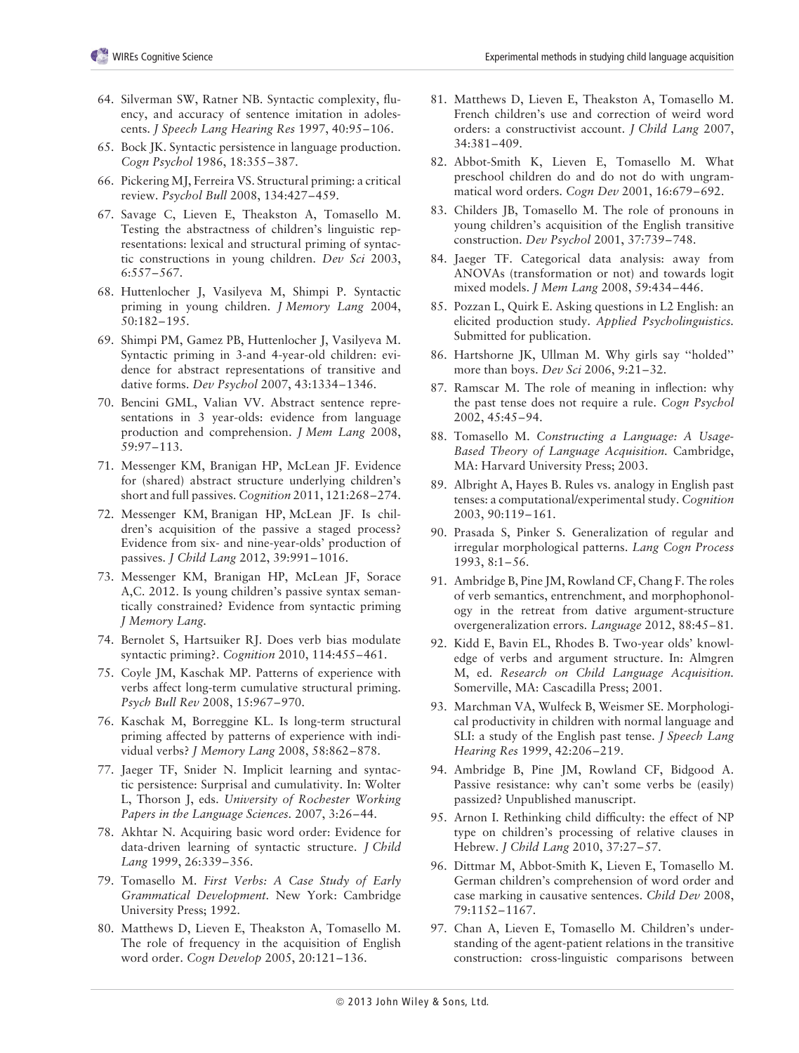64. Silverman SW, Ratner NB. Syntactic complexity, fluency, and accuracy of sentence imitation in adolescents. *J Speech Lang Hearing Res* 1997, 40:95–106.
65. Bock JK. Syntactic persistence in language production. *Cogn Psychol* 1986, 18:355–387.
66. Pickering MJ, Ferreira VS. Structural priming: a critical review. *Psychol Bull* 2008, 134:427–459.
67. Savage C, Lieven E, Theakston A, Tomasello M. Testing the abstractness of children's linguistic representations: lexical and structural priming of syntactic constructions in young children. *Dev Sci* 2003, 6:557–567.
68. Huttenlocher J, Vasilyeva M, Shimpi P. Syntactic priming in young children. *J Memory Lang* 2004, 50:182–195.
69. Shimpi PM, Gamez PB, Huttenlocher J, Vasilyeva M. Syntactic priming in 3-and 4-year-old children: evidence for abstract representations of transitive and dative forms. *Dev Psychol* 2007, 43:1334–1346.
70. Bencini GML, Valian VV. Abstract sentence representations in 3 year-olds: evidence from language production and comprehension. *J Mem Lang* 2008, 59:97–113.
71. Messenger KM, Branigan HP, McLean JF. Evidence for (shared) abstract structure underlying children's short and full passives. *Cognition* 2011, 121:268–274.
72. Messenger KM, Branigan HP, McLean JF. Is children's acquisition of the passive a staged process? Evidence from six- and nine-year-olds' production of passives. *J Child Lang* 2012, 39:991–1016.
73. Messenger KM, Branigan HP, McLean JF, Sorace A,C. 2012. Is young children's passive syntax semantically constrained? Evidence from syntactic priming *J Memory Lang*.
74. Bernolet S, Hartsuiker RJ. Does verb bias modulate syntactic priming?. *Cognition* 2010, 114:455–461.
75. Coyle JM, Kaschak MP. Patterns of experience with verbs affect long-term cumulative structural priming. *Psych Bull Rev* 2008, 15:967–970.
76. Kaschak M, Borreggine KL. Is long-term structural priming affected by patterns of experience with individual verbs? *J Memory Lang* 2008, 58:862–878.
77. Jaeger TF, Snider N. Implicit learning and syntactic persistence: Surprisal and cumulativity. In: Wolter L, Thorson J, eds. *University of Rochester Working Papers in the Language Sciences*. 2007, 3:26–44.
78. Akhtar N. Acquiring basic word order: Evidence for data-driven learning of syntactic structure. *J Child Lang* 1999, 26:339–356.
79. Tomasello M. *First Verbs: A Case Study of Early Grammatical Development*. New York: Cambridge University Press; 1992.
80. Matthews D, Lieven E, Theakston A, Tomasello M. The role of frequency in the acquisition of English word order. *Cogn Develop* 2005, 20:121–136.
81. Matthews D, Lieven E, Theakston A, Tomasello M. French children's use and correction of weird word orders: a constructivist account. *J Child Lang* 2007, 34:381–409.
82. Abbot-Smith K, Lieven E, Tomasello M. What preschool children do and do not do with ungrammatical word orders. *Cogn Dev* 2001, 16:679–692.
83. Childers JB, Tomasello M. The role of pronouns in young children's acquisition of the English transitive construction. *Dev Psychol* 2001, 37:739–748.
84. Jaeger TF. Categorical data analysis: away from ANOVAs (transformation or not) and towards logit mixed models. *J Mem Lang* 2008, 59:434–446.
85. Pozzan L, Quirk E. Asking questions in L2 English: an elicited production study. *Applied Psycholinguistics*. Submitted for publication.
86. Hartshorne JK, Ullman M. Why girls say "holded" more than boys. *Dev Sci* 2006, 9:21–32.
87. Ramscar M. The role of meaning in inflection: why the past tense does not require a rule. *Cogn Psychol* 2002, 45:45–94.
88. Tomasello M. *Constructing a Language: A Usage-Based Theory of Language Acquisition*. Cambridge, MA: Harvard University Press; 2003.
89. Albright A, Hayes B. Rules vs. analogy in English past tenses: a computational/experimental study. *Cognition* 2003, 90:119–161.
90. Prasada S, Pinker S. Generalization of regular and irregular morphological patterns. *Lang Cogn Process* 1993, 8:1–56.
91. Ambridge B, Pine JM, Rowland CF, Chang F. The roles of verb semantics, entrenchment, and morphophonology in the retreat from dative argument-structure overgeneralization errors. *Language* 2012, 88:45–81.
92. Kidd E, Bavin EL, Rhodes B. Two-year olds' knowledge of verbs and argument structure. In: Almgren M, ed. *Research on Child Language Acquisition*. Somerville, MA: Cascadilla Press; 2001.
93. Marchman VA, Wulfeck B, Weismer SE. Morphological productivity in children with normal language and SLI: a study of the English past tense. *J Speech Lang Hearing Res* 1999, 42:206–219.
94. Ambridge B, Pine JM, Rowland CF, Bidgood A. Passive resistance: why can't some verbs be (easily) passized? Unpublished manuscript.
95. Arnon I. Rethinking child difficulty: the effect of NP type on children's processing of relative clauses in Hebrew. *J Child Lang* 2010, 37:27–57.
96. Dittmar M, Abbot-Smith K, Lieven E, Tomasello M. German children's comprehension of word order and case marking in causative sentences. *Child Dev* 2008, 79:1152–1167.
97. Chan A, Lieven E, Tomasello M. Children's understanding of the agent-patient relations in the transitive construction: cross-linguistic comparisons between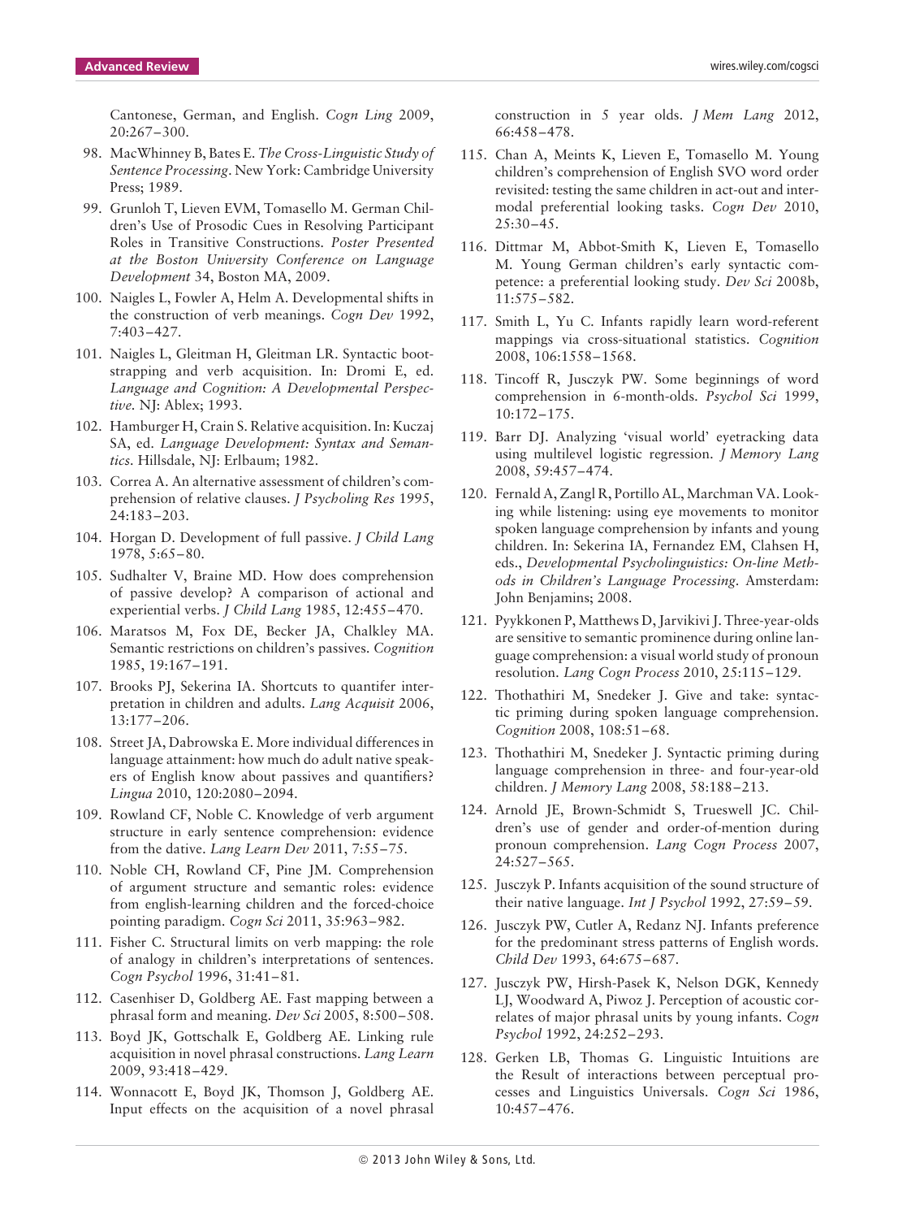Cantonese, German, and English. *Cogn Ling* 2009, 20:267–300.

98. MacWhinney B, Bates E. *The Cross-Linguistic Study of Sentence Processing*. New York: Cambridge University Press; 1989.
99. Grunloh T, Lieven EVM, Tomasello M. German Children's Use of Prosodic Cues in Resolving Participant Roles in Transitive Constructions. *Poster Presented at the Boston University Conference on Language Development* 34, Boston MA, 2009.
100. Naigles L, Fowler A, Helm A. Developmental shifts in the construction of verb meanings. *Cogn Dev* 1992, 7:403–427.
101. Naigles L, Gleitman H, Gleitman LR. Syntactic bootstrapping and verb acquisition. In: Dromi E, ed. *Language and Cognition: A Developmental Perspective*. NJ: Ablex; 1993.
102. Hamburger H, Crain S. Relative acquisition. In: Kuczaj SA, ed. *Language Development: Syntax and Semantics*. Hillsdale, NJ: Erlbaum; 1982.
103. Correa A. An alternative assessment of children's comprehension of relative clauses. *J Psycholing Res* 1995, 24:183–203.
104. Horgan D. Development of full passive. *J Child Lang* 1978, 5:65–80.
105. Sudhalter V, Braine MD. How does comprehension of passive develop? A comparison of actional and experiential verbs. *J Child Lang* 1985, 12:455–470.
106. Maratsos M, Fox DE, Becker JA, Chalkley MA. Semantic restrictions on children's passives. *Cognition* 1985, 19:167–191.
107. Brooks PJ, Sekerina IA. Shortcuts to quantifer interpretation in children and adults. *Lang Acquisit* 2006, 13:177–206.
108. Street JA, Dabrowska E. More individual differences in language attainment: how much do adult native speakers of English know about passives and quantifiers? *Lingua* 2010, 120:2080–2094.
109. Rowland CF, Noble C. Knowledge of verb argument structure in early sentence comprehension: evidence from the dative. *Lang Learn Dev* 2011, 7:55–75.
110. Noble CH, Rowland CF, Pine JM. Comprehension of argument structure and semantic roles: evidence from english-learning children and the forced-choice pointing paradigm. *Cogn Sci* 2011, 35:963–982.
111. Fisher C. Structural limits on verb mapping: the role of analogy in children's interpretations of sentences. *Cogn Psychol* 1996, 31:41–81.
112. Casenhiser D, Goldberg AE. Fast mapping between a phrasal form and meaning. *Dev Sci* 2005, 8:500–508.
113. Boyd JK, Gottschalk E, Goldberg AE. Linking rule acquisition in novel phrasal constructions. *Lang Learn* 2009, 93:418–429.
114. Wonnacott E, Boyd JK, Thomson J, Goldberg AE. Input effects on the acquisition of a novel phrasal construction in 5 year olds. *J Mem Lang* 2012, 66:458–478.
115. Chan A, Meints K, Lieven E, Tomasello M. Young children's comprehension of English SVO word order revisited: testing the same children in act-out and intermodal preferential looking tasks. *Cogn Dev* 2010, 25:30–45.
116. Dittmar M, Abbot-Smith K, Lieven E, Tomasello M. Young German children's early syntactic competence: a preferential looking study. *Dev Sci* 2008b, 11:575–582.
117. Smith L, Yu C. Infants rapidly learn word-referent mappings via cross-situational statistics. *Cognition* 2008, 106:1558–1568.
118. Tincoff R, Jusczyk PW. Some beginnings of word comprehension in 6-month-olds. *Psychol Sci* 1999, 10:172–175.
119. Barr DJ. Analyzing 'visual world' eyetracking data using multilevel logistic regression. *J Memory Lang* 2008, 59:457–474.
120. Fernald A, Zangl R, Portillo AL, Marchman VA. Looking while listening: using eye movements to monitor spoken language comprehension by infants and young children. In: Sekerina IA, Fernandez EM, Clahsen H, eds., *Developmental Psycholinguistics: On-line Methods in Children's Language Processing*. Amsterdam: John Benjamins; 2008.
121. Pyykkonen P, Matthews D, Jarvikivi J. Three-year-olds are sensitive to semantic prominence during online language comprehension: a visual world study of pronoun resolution. *Lang Cogn Process* 2010, 25:115–129.
122. Thothathiri M, Snedeker J. Give and take: syntactic priming during spoken language comprehension. *Cognition* 2008, 108:51–68.
123. Thothathiri M, Snedeker J. Syntactic priming during language comprehension in three- and four-year-old children. *J Memory Lang* 2008, 58:188–213.
124. Arnold JE, Brown-Schmidt S, Trueswell JC. Children's use of gender and order-of-mention during pronoun comprehension. *Lang Cogn Process* 2007, 24:527–565.
125. Jusczyk P. Infants acquisition of the sound structure of their native language. *Int J Psychol* 1992, 27:59–59.
126. Jusczyk PW, Cutler A, Redanz NJ. Infants preference for the predominant stress patterns of English words. *Child Dev* 1993, 64:675–687.
127. Jusczyk PW, Hirsh-Pasek K, Nelson DGK, Kennedy LJ, Woodward A, Piwoz J. Perception of acoustic correlates of major phrasal units by young infants. *Cogn Psychol* 1992, 24:252–293.
128. Gerken LB, Thomas G. Linguistic Intuitions are the Result of interactions between perceptual processes and Linguistics Universals. *Cogn Sci* 1986, 10:457–476.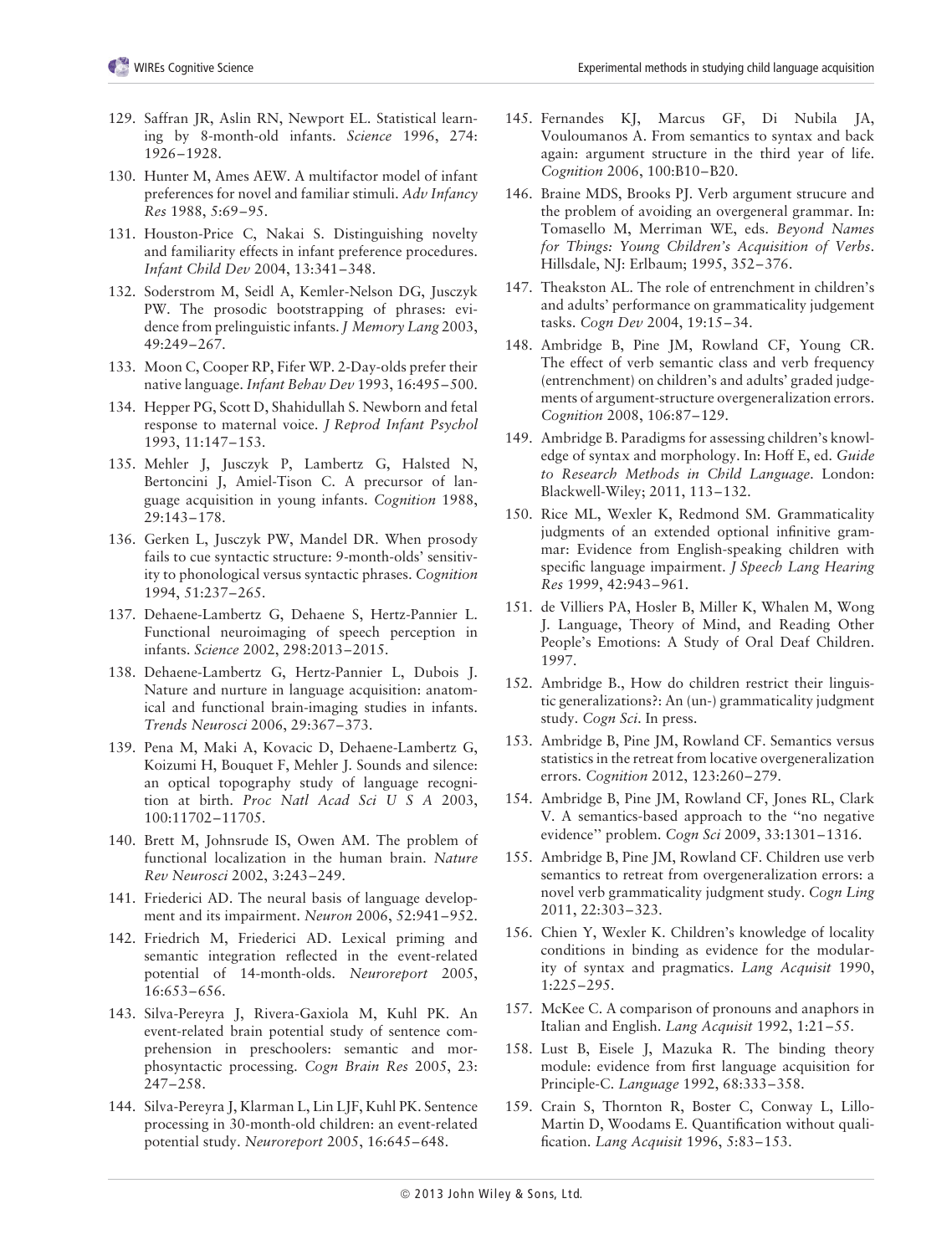129. Saffran JR, Aslin RN, Newport EL. Statistical learning by 8-month-old infants. *Science* 1996, 274: 1926–1928.

130. Hunter M, Ames AEW. A multifactor model of infant preferences for novel and familiar stimuli. *Adv Infancy Res* 1988, 5:69–95.

131. Houston-Price C, Nakai S. Distinguishing novelty and familiarity effects in infant preference procedures. *Infant Child Dev* 2004, 13:341–348.

132. Soderstrom M, Seidl A, Kemler-Nelson DG, Jusczyk PW. The prosodic bootstrapping of phrases: evidence from prelinguistic infants. *J Memory Lang* 2003, 49:249–267.

133. Moon C, Cooper RP, Fifer WP. 2-Day-olds prefer their native language. *Infant Behav Dev* 1993, 16:495–500.

134. Hepper PG, Scott D, Shahidullah S. Newborn and fetal response to maternal voice. *J Reprod Infant Psychol* 1993, 11:147–153.

135. Mehler J, Jusczyk P, Lambertz G, Halsted N, Bertoncini J, Amiel-Tison C. A precursor of language acquisition in young infants. *Cognition* 1988, 29:143–178.

136. Gerken L, Jusczyk PW, Mandel DR. When prosody fails to cue syntactic structure: 9-month-olds' sensitivity to phonological versus syntactic phrases. *Cognition* 1994, 51:237–265.

137. Dehaene-Lambertz G, Dehaene S, Hertz-Pannier L. Functional neuroimaging of speech perception in infants. *Science* 2002, 298:2013–2015.

138. Dehaene-Lambertz G, Hertz-Pannier L, Dubois J. Nature and nurture in language acquisition: anatomical and functional brain-imaging studies in infants. *Trends Neurosci* 2006, 29:367–373.

139. Pena M, Maki A, Kovacic D, Dehaene-Lambertz G, Koizumi H, Bouquet F, Mehler J. Sounds and silence: an optical topography study of language recognition at birth. *Proc Natl Acad Sci U S A* 2003, 100:11702–11705.

140. Brett M, Johnsrude IS, Owen AM. The problem of functional localization in the human brain. *Nature Rev Neurosci* 2002, 3:243–249.

141. Friederici AD. The neural basis of language development and its impairment. *Neuron* 2006, 52:941–952.

142. Friedrich M, Friederici AD. Lexical priming and semantic integration reflected in the event-related potential of 14-month-olds. *Neuroreport* 2005, 16:653–656.

143. Silva-Pereyra J, Rivera-Gaxiola M, Kuhl PK. An event-related brain potential study of sentence comprehension in preschoolers: semantic and morphosyntactic processing. *Cogn Brain Res* 2005, 23: 247–258.

144. Silva-Pereyra J, Klarman L, Lin LJF, Kuhl PK. Sentence processing in 30-month-old children: an event-related potential study. *Neuroreport* 2005, 16:645–648.

145. Fernandes KJ, Marcus GF, Di Nubila JA, Vouloumanos A. From semantics to syntax and back again: argument structure in the third year of life. *Cognition* 2006, 100:B10–B20.

146. Braine MDS, Brooks PJ. Verb argument strucure and the problem of avoiding an overgeneral grammar. In: Tomasello M, Merriman WE, eds. *Beyond Names for Things: Young Children's Acquisition of Verbs*. Hillsdale, NJ: Erlbaum; 1995, 352–376.

147. Theakston AL. The role of entrenchment in children's and adults' performance on grammaticality judgement tasks. *Cogn Dev* 2004, 19:15–34.

148. Ambridge B, Pine JM, Rowland CF, Young CR. The effect of verb semantic class and verb frequency (entrenchment) on children's and adults' graded judgements of argument-structure overgeneralization errors. *Cognition* 2008, 106:87–129.

149. Ambridge B. Paradigms for assessing children's knowledge of syntax and morphology. In: Hoff E, ed. *Guide to Research Methods in Child Language*. London: Blackwell-Wiley; 2011, 113–132.

150. Rice ML, Wexler K, Redmond SM. Grammaticality judgments of an extended optional infinitive grammar: Evidence from English-speaking children with specific language impairment. *J Speech Lang Hearing Res* 1999, 42:943–961.

151. de Villiers PA, Hosler B, Miller K, Whalen M, Wong J. Language, Theory of Mind, and Reading Other People's Emotions: A Study of Oral Deaf Children. 1997.

152. Ambridge B., How do children restrict their linguistic generalizations?: An (un-) grammaticality judgment study. *Cogn Sci*. In press.

153. Ambridge B, Pine JM, Rowland CF. Semantics versus statistics in the retreat from locative overgeneralization errors. *Cognition* 2012, 123:260–279.

154. Ambridge B, Pine JM, Rowland CF, Jones RL, Clark V. A semantics-based approach to the "no negative evidence" problem. *Cogn Sci* 2009, 33:1301–1316.

155. Ambridge B, Pine JM, Rowland CF. Children use verb semantics to retreat from overgeneralization errors: a novel verb grammaticality judgment study. *Cogn Ling* 2011, 22:303–323.

156. Chien Y, Wexler K. Children's knowledge of locality conditions in binding as evidence for the modularity of syntax and pragmatics. *Lang Acquisit* 1990, 1:225–295.

157. McKee C. A comparison of pronouns and anaphors in Italian and English. *Lang Acquisit* 1992, 1:21–55.

158. Lust B, Eisele J, Mazuka R. The binding theory module: evidence from first language acquisition for Principle-C. *Language* 1992, 68:333–358.

159. Crain S, Thornton R, Boster C, Conway L, Lillo-Martin D, Woodams E. Quantification without qualification. *Lang Acquisit* 1996, 5:83–153.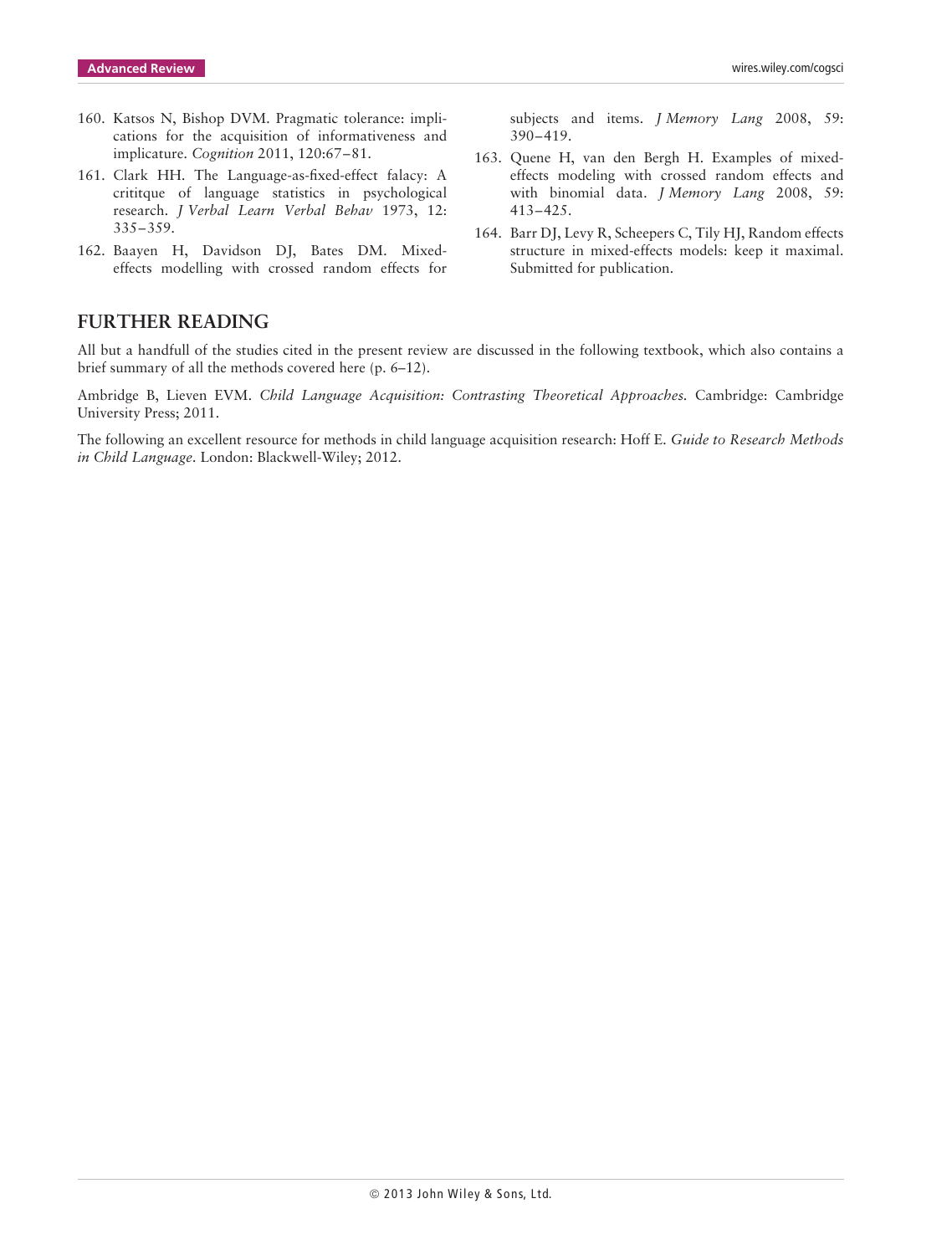160. Katsos N, Bishop DVM. Pragmatic tolerance: implications for the acquisition of informativeness and implicature. *Cognition* 2011, 120:67–81.
161. Clark HH. The Language-as-fixed-effect falacy: A crititque of language statistics in psychological research. *J Verbal Learn Verbal Behav* 1973, 12: 335–359.
162. Baayen H, Davidson DJ, Bates DM. Mixed-effects modelling with crossed random effects for subjects and items. *J Memory Lang* 2008, 59: 390–419.
163. Quene H, van den Bergh H. Examples of mixed-effects modeling with crossed random effects and with binomial data. *J Memory Lang* 2008, 59: 413–425.
164. Barr DJ, Levy R, Scheepers C, Tily HJ, Random effects structure in mixed-effects models: keep it maximal. Submitted for publication.

## FURTHER READING

All but a handfull of the studies cited in the present review are discussed in the following textbook, which also contains a brief summary of all the methods covered here (p. 6–12).

Ambridge B, Lieven EVM. *Child Language Acquisition: Contrasting Theoretical Approaches*. Cambridge: Cambridge University Press; 2011.

The following an excellent resource for methods in child language acquisition research: Hoff E. *Guide to Research Methods in Child Language*. London: Blackwell-Wiley; 2012.